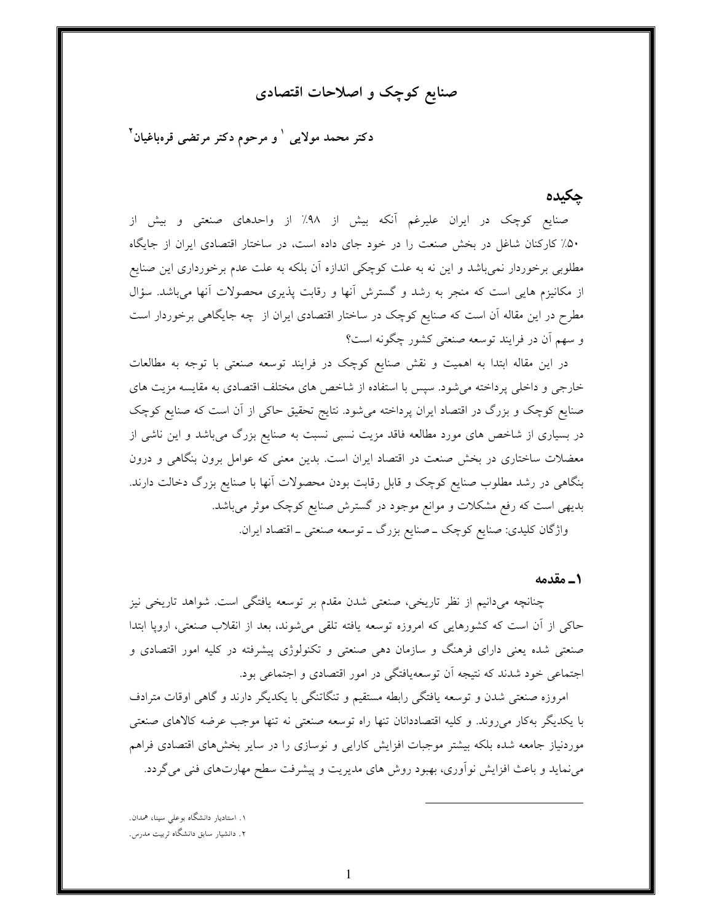# صنایع کوچک و اصلاحات اقتصادی

**دکتر محمد مولایی [1] و مرحوم دکتر مرتضی قره‌باغیان[2]**

## چکیده

صنایع کوچک در ایران علیرغم آنکه بیش از ۹۸٪ از واحدهای صنعتی و بیش از ۵۰٪ کارکنان شاغل در بخش صنعت را در خود جای داده است، در ساختار اقتصادی ایران از جایگاه مطلوبی برخوردار نمی‌باشد و این نه به علت کوچکی اندازه آن بلکه به علت عدم برخورداری این صنایع از مکانیزم هایی است که منجر به رشد و گسترش آنها و رقابت پذیری محصولات آنها می‌باشد. سؤال مطرح در این مقاله آن است که صنایع کوچک در ساختار اقتصادی ایران از چه جایگاهی برخوردار است و سهم آن در فرایند توسعه صنعتی کشور چگونه است؟

در این مقاله ابتدا به اهمیت و نقش صنایع کوچک در فرایند توسعه صنعتی با توجه به مطالعات خارجی و داخلی پرداخته می‌شود. سپس با استفاده از شاخص های مختلف اقتصادی به مقایسه مزیت های صنایع کوچک و بزرگ در اقتصاد ایران پرداخته می‌شود. نتایج تحقیق حاکی از آن است که صنایع کوچک در بسیاری از شاخص های مورد مطالعه فاقد مزیت نسبی نسبت به صنایع بزرگ می‌باشد و این ناشی از معضلات ساختاری در بخش صنعت در اقتصاد ایران است. بدین معنی که عوامل برون بنگاهی و درون بنگاهی در رشد مطلوب صنایع کوچک و قابل رقابت بودن محصولات آنها با صنایع بزرگ دخالت دارند. بدیهی است که رفع مشکلات و موانع موجود در گسترش صنایع کوچک موثر می‌باشد.

واژگان کلیدی: صنایع کوچک ـ صنایع بزرگ ـ توسعه صنعتی ـ اقتصاد ایران.

## ۱ـ مقدمه

چنانچه می‌دانیم از نظر تاریخی، صنعتی شدن مقدم بر توسعه یافتگی است. شواهد تاریخی نیز حاکی از آن است که کشورهایی که امروزه توسعه یافته تلقی می‌شوند، بعد از انقلاب صنعتی، اروپا ابتدا صنعتی شده یعنی دارای فرهنگ و سازمان دهی صنعتی و تکنولوژی پیشرفته در کلیه امور اقتصادی و اجتماعی خود شدند که نتیجه آن توسعه‌یافتگی در امور اقتصادی و اجتماعی بود.

امروزه صنعتی شدن و توسعه یافتگی رابطه مستقیم و تنگاتنگی با یکدیگر دارند و گاهی اوقات مترادف با یکدیگر به‌کار می‌روند. و کلیه اقتصاددانان تنها راه توسعه صنعتی نه تنها موجب عرضه کالاهای صنعتی مورد‌نیاز جامعه شده بلکه بیشتر موجبات افزایش کارایی و نوسازی را در سایر بخش‌های اقتصادی فراهم می‌نماید و باعث افزایش نوآوری، بهبود روش های مدیریت و پیشرفت سطح مهارت‌های فنی می‌گردد.

---

۱. استادیار دانشگاه بوعلی سینا، همدان.

۲. دانشیار سابق دانشگاه تربیت مدرس.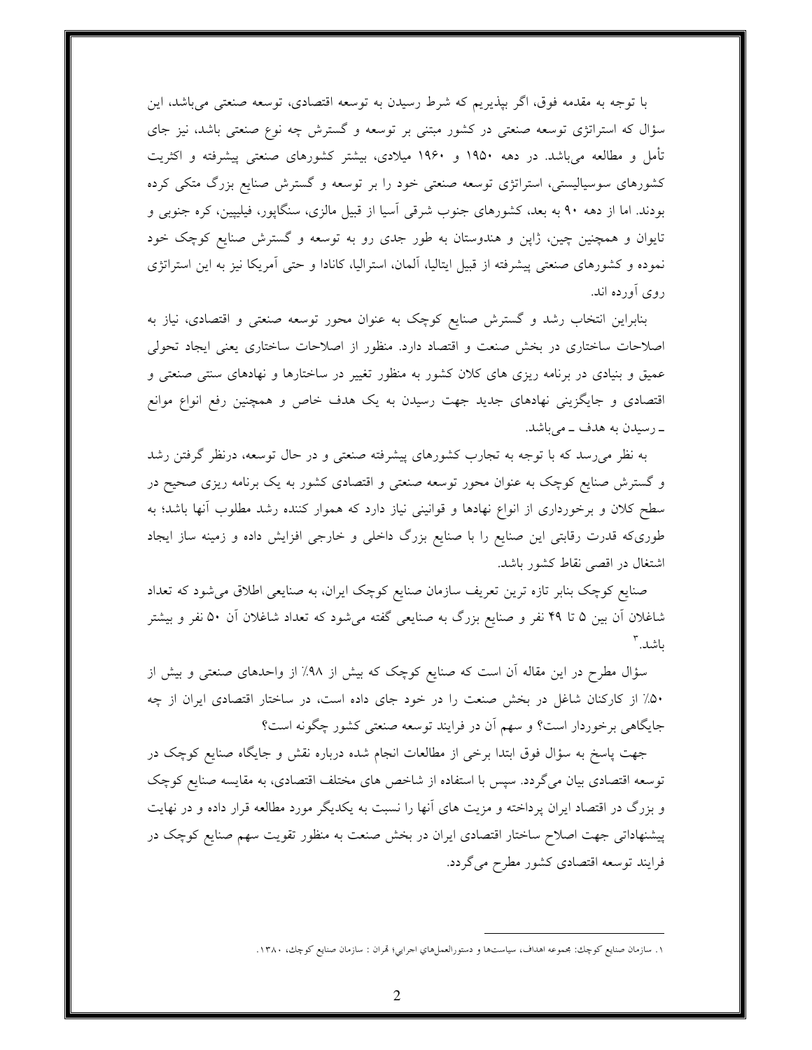با توجه به مقدمه فوق، اگر بپذیریم که شرط رسیدن به توسعه اقتصادی، توسعه صنعتی می‌باشد، این سؤال که استراتژی توسعه صنعتی در کشور مبتنی بر توسعه و گسترش چه نوع صنعتی باشد، نیز جای تأمل و مطالعه می‌باشد. در دهه ۱۹۵۰ و ۱۹۶۰ میلادی، بیشتر کشورهای صنعتی پیشرفته و اکثریت کشورهای سوسیالیستی، استراتژی توسعه صنعتی خود را بر توسعه و گسترش صنایع بزرگ متکی کرده بودند. اما از دهه ۹۰ به بعد، کشورهای جنوب شرقی آسیا از قبیل مالزی، سنگاپور، فیلیپین، کره جنوبی و تایوان و همچنین چین، ژاپن و هندوستان به طور جدی رو به توسعه و گسترش صنایع کوچک خود نموده و کشورهای صنعتی پیشرفته از قبیل ایتالیا، آلمان، استرالیا، کانادا و حتی آمریکا نیز به این استراتژی روی آورده اند.

بنابراین انتخاب رشد و گسترش صنایع کوچک به عنوان محور توسعه صنعتی و اقتصادی، نیاز به اصلاحات ساختاری در بخش صنعت و اقتصاد دارد. منظور از اصلاحات ساختاری یعنی ایجاد تحولی عمیق و بنیادی در برنامه ریزی های کلان کشور به منظور تغییر در ساختارها و نهادهای سنتی صنعتی و اقتصادی و جایگزینی نهادهای جدید جهت رسیدن به یک هدف خاص و همچنین رفع انواع موانع ـ رسیدن به هدف ـ می‌باشد.

به نظر می‌رسد که با توجه به تجارب کشورهای پیشرفته صنعتی و در حال توسعه، درنظر گرفتن رشد و گسترش صنایع کوچک به عنوان محور توسعه صنعتی و اقتصادی کشور به یک برنامه ریزی صحیح در سطح کلان و برخورداری از انواع نهادها و قوانینی نیاز دارد که هموار کننده رشد مطلوب آنها باشد؛ به طوری‌که قدرت رقابتی این صنایع را با صنایع بزرگ داخلی و خارجی افزایش داده و زمینه ساز ایجاد اشتغال در اقصی نقاط کشور باشد.

صنایع کوچک بنابر تازه ترین تعریف سازمان صنایع کوچک ایران، به صنایعی اطلاق می‌شود که تعداد شاغلان آن بین ۵ تا ۴۹ نفر و صنایع بزرگ به صنایعی گفته می‌شود که تعداد شاغلان آن ۵۰ نفر و بیشتر باشد.[۳]

سؤال مطرح در این مقاله آن است که صنایع کوچک که بیش از ۹۸٪ از واحدهای صنعتی و بیش از ۵۰٪ از کارکنان شاغل در بخش صنعت را در خود جای داده است، در ساختار اقتصادی ایران از چه جایگاهی برخوردار است؟ و سهم آن در فرایند توسعه صنعتی کشور چگونه است؟

جهت پاسخ به سؤال فوق ابتدا برخی از مطالعات انجام شده درباره نقش و جایگاه صنایع کوچک در توسعه اقتصادی بیان می‌گردد. سپس با استفاده از شاخص های مختلف اقتصادی، به مقایسه صنایع کوچک و بزرگ در اقتصاد ایران پرداخته و مزیت های آنها را نسبت به یکدیگر مورد مطالعه قرار داده و در نهایت پیشنهاداتی جهت اصلاح ساختار اقتصادی ایران در بخش صنعت به منظور تقویت سهم صنایع کوچک در فرایند توسعه اقتصادی کشور مطرح می‌گردد.

---

۱. سازمان صنایع کوچک: مجموعه اهداف، سیاست‌ها و دستورالعمل‌های اجرایی؛ تهران : سازمان صنایع کوچک، ۱۳۸۰.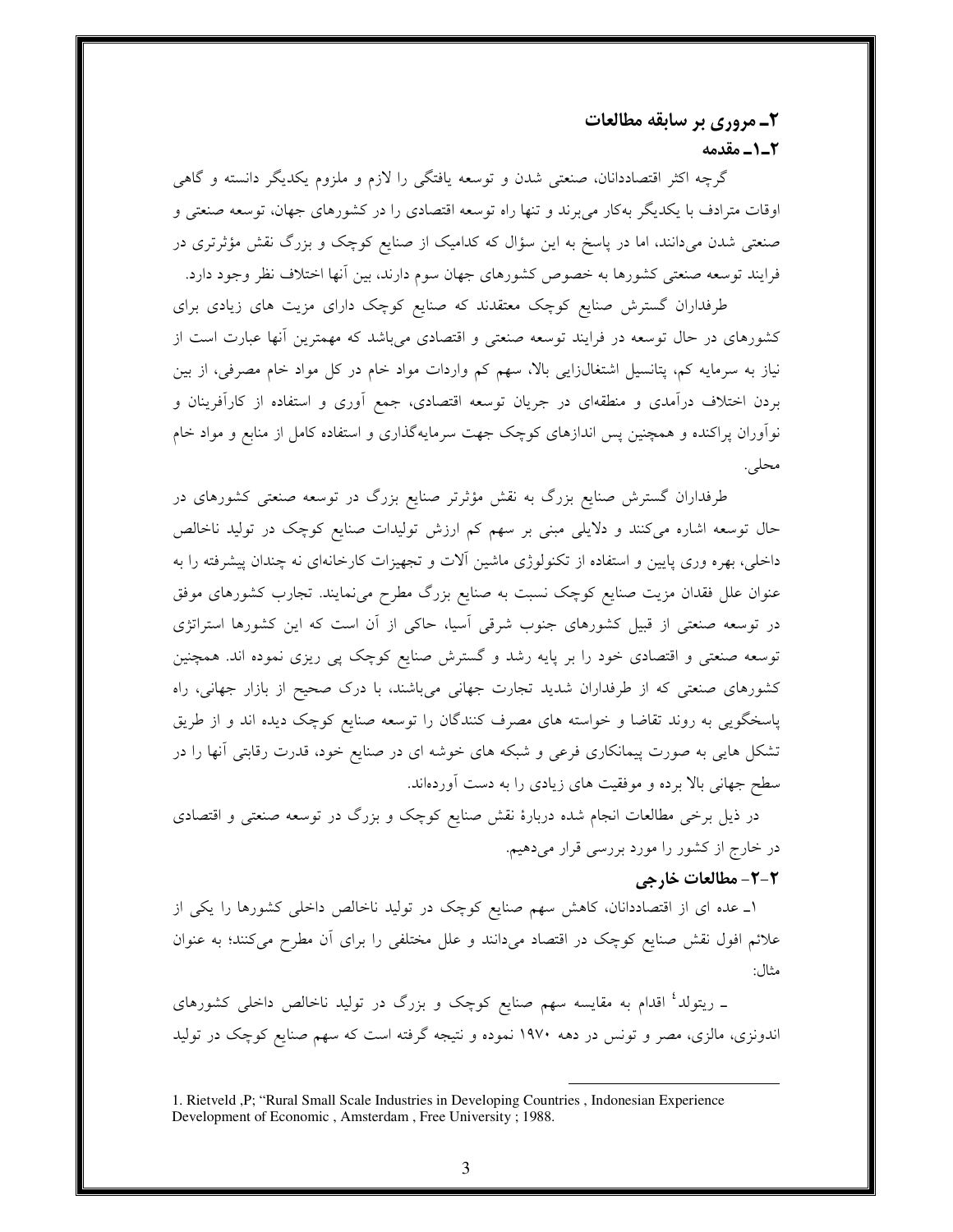## ۲ـ مروری بر سابقه مطالعات

### ۲ـ۱ـ مقدمه

گرچه اکثر اقتصاددانان، صنعتی شدن و توسعه یافتگی را لازم و ملزوم یکدیگر دانسته و گاهی اوقات مترادف با یکدیگر به‌کار می‌برند و تنها راه توسعه اقتصادی را در کشورهای جهان، توسعه صنعتی و صنعتی شدن می‌دانند، اما در پاسخ به این سؤال که کدامیک از صنایع کوچک و بزرگ نقش مؤثرتری در فرایند توسعه صنعتی کشورها به خصوص کشورهای جهان سوم دارند، بین آنها اختلاف نظر وجود دارد.

طرفداران گسترش صنایع کوچک معتقدند که صنایع کوچک دارای مزیت های زیادی برای کشورهای در حال توسعه در فرایند توسعه صنعتی و اقتصادی می‌باشد که مهمترین آنها عبارت است از نیاز به سرمایه کم، پتانسیل اشتغال‌زایی بالا، سهم کم واردات مواد خام در کل مواد خام مصرفی، از بین بردن اختلاف درآمدی و منطقه‌ای در جریان توسعه اقتصادی، جمع آوری و استفاده از کارآفرینان و نوآوران پراکنده و همچنین پس اندازهای کوچک جهت سرمایه‌گذاری و استفاده کامل از منابع و مواد خام محلی.

طرفداران گسترش صنایع بزرگ به نقش مؤثرتر صنایع بزرگ در توسعه صنعتی کشورهای در حال توسعه اشاره می‌کنند و دلایلی مبنی بر سهم کم ارزش تولیدات صنایع کوچک در تولید ناخالص داخلی، بهره وری پایین و استفاده از تکنولوژی ماشین آلات و تجهیزات کارخانه‌ای نه چندان پیشرفته را به عنوان علل فقدان مزیت صنایع کوچک نسبت به صنایع بزرگ مطرح می‌نمایند. تجارب کشورهای موفق در توسعه صنعتی از قبیل کشورهای جنوب شرقی آسیا، حاکی از آن است که این کشورها استراتژی توسعه صنعتی و اقتصادی خود را بر پایه رشد و گسترش صنایع کوچک پی ریزی نموده اند. همچنین کشورهای صنعتی که از طرفداران شدید تجارت جهانی می‌باشند، با درک صحیح از بازار جهانی، راه پاسخگویی به روند تقاضا و خواسته های مصرف کنندگان را توسعه صنایع کوچک دیده اند و از طریق تشکل هایی به صورت پیمانکاری فرعی و شبکه های خوشه ای در صنایع خود، قدرت رقابتی آنها را در سطح جهانی بالا برده و موفقیت های زیادی را به دست آورده‌اند.

در ذیل برخی مطالعات انجام شده دربارهٔ نقش صنایع کوچک و بزرگ در توسعه صنعتی و اقتصادی در خارج از کشور را مورد بررسی قرار می‌دهیم.

### ۲-۲- مطالعات خارجی

۱ـ عده ای از اقتصاددانان، کاهش سهم صنایع کوچک در تولید ناخالص داخلی کشورها را یکی از علائم افول نقش صنایع کوچک در اقتصاد می‌دانند و علل مختلفی را برای آن مطرح می‌کنند؛ به عنوان مثال:

ـ ریتولد[1] اقدام به مقایسه سهم صنایع کوچک و بزرگ در تولید ناخالص داخلی کشورهای اندونزی، مالزی، مصر و تونس در دهه ۱۹۷۰ نموده و نتیجه گرفته است که سهم صنایع کوچک در تولید

---

1. Rietveld ,P; "Rural Small Scale Industries in Developing Countries , Indonesian Experience Development of Economic , Amsterdam , Free University ; 1988.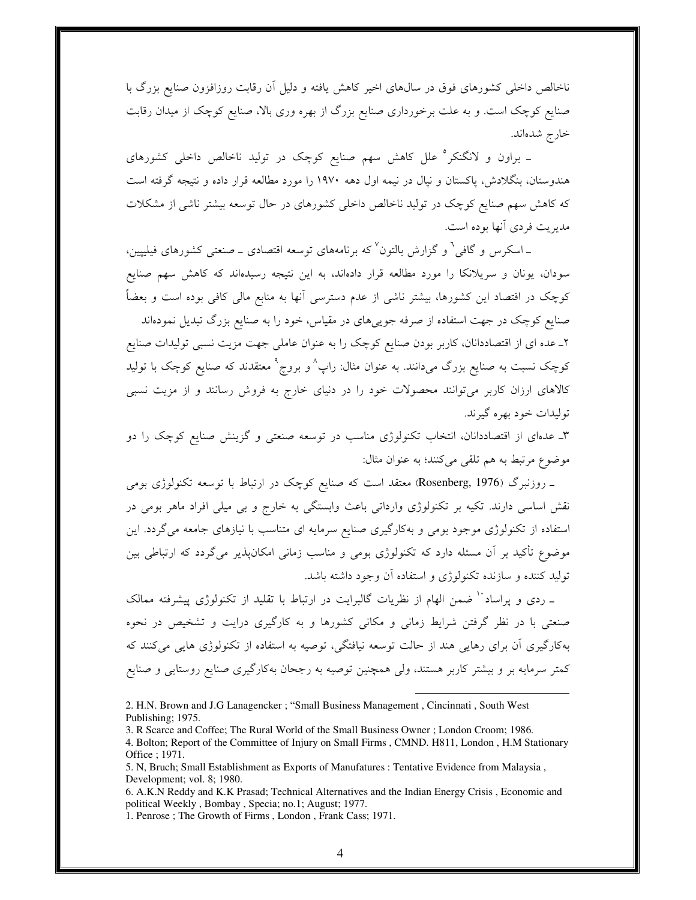ناخالص داخلی کشورهای فوق در سال‌های اخیر کاهش یافته و دلیل آن رقابت روزافزون صنایع بزرگ با صنایع کوچک است. و به علت برخورداری صنایع بزرگ از بهره وری بالا، صنایع کوچک از میدان رقابت خارج شده‌اند.

ـ براون و لانگنکر[5] علل کاهش سهم صنایع کوچک در تولید ناخالص داخلی کشورهای هندوستان، بنگلادش، پاکستان و نپال در نیمه اول دهه ۱۹۷۰ را مورد مطالعه قرار داده و نتیجه گرفته است که کاهش سهم صنایع کوچک در تولید ناخالص داخلی کشورهای در حال توسعه بیشتر ناشی از مشکلات مدیریت فردی آنها بوده است.

ـ اسکرس و گافی[6] و گزارش بالتون[7] که برنامه‌های توسعه اقتصادی ـ صنعتی کشورهای فیلیپین، سودان، یونان و سریلانکا را مورد مطالعه قرار داده‌اند، به این نتیجه رسیده‌اند که کاهش سهم صنایع کوچک در اقتصاد این کشورها، بیشتر ناشی از عدم دسترسی آنها به منابع مالی کافی بوده است و بعضاً صنایع کوچک در جهت استفاده از صرفه جویی‌های در مقیاس، خود را به صنایع بزرگ تبدیل نموده‌اند

۲ـ عده ای از اقتصاددانان، کاربر بودن صنایع کوچک را به عنوان عاملی جهت مزیت نسبی تولیدات صنایع کوچک نسبت به صنایع بزرگ می‌دانند. به عنوان مثال: راپ[8] و بروچ[9] معتقدند که صنایع کوچک با تولید کالاهای ارزان کاربر می‌توانند محصولات خود را در دنیای خارج به فروش رسانند و از مزیت نسبی تولیدات خود بهره گیرند.

۳ـ عده‌ای از اقتصاددانان، انتخاب تکنولوژی مناسب در توسعه صنعتی و گزینش صنایع کوچک را دو موضوع مرتبط به هم تلقی می‌کنند؛ به عنوان مثال:

ـ روزنبرگ (Rosenberg, 1976) معتقد است که صنایع کوچک در ارتباط با توسعه تکنولوژی بومی نقش اساسی دارند. تکیه بر تکنولوژی وارداتی باعث وابستگی به خارج و بی میلی افراد ماهر بومی در استفاده از تکنولوژی موجود بومی و به‌کارگیری صنایع سرمایه ای متناسب با نیازهای جامعه می‌گردد. این موضوع تأکید بر آن مسئله دارد که تکنولوژی بومی و مناسب زمانی امکان‌پذیر می‌گردد که ارتباطی بین تولید کننده و سازنده تکنولوژی و استفاده آن وجود داشته باشد.

ـ ردی و پراساد[10] ضمن الهام از نظریات گالبرایت در ارتباط با تقلید از تکنولوژی پیشرفته ممالک صنعتی با در نظر گرفتن شرایط زمانی و مکانی کشورها و به کارگیری درایت و تشخیص در نحوه به‌کارگیری آن برای رهایی هند از حالت توسعه نیافتگی، توصیه به استفاده از تکنولوژی هایی می‌کنند که کمتر سرمایه بر و بیشتر کاربر هستند، ولی همچنین توصیه به رجحان به‌کارگیری صنایع روستایی و صنایع

---

2. H.N. Brown and J.G Lanagencker ; "Small Business Management , Cincinnati , South West Publishing; 1975.
3. R Scarce and Coffee; The Rural World of the Small Business Owner ; London Croom; 1986.
4. Bolton; Report of the Committee of Injury on Small Firms , CMND. H811, London , H.M Stationary Office ; 1971.
5. N, Bruch; Small Establishment as Exports of Manufatures : Tentative Evidence from Malaysia , Development; vol. 8; 1980.
6. A.K.N Reddy and K.K Prasad; Technical Alternatives and the Indian Energy Crisis , Economic and political Weekly , Bombay , Specia; no.1; August; 1977.
1. Penrose ; The Growth of Firms , London , Frank Cass; 1971.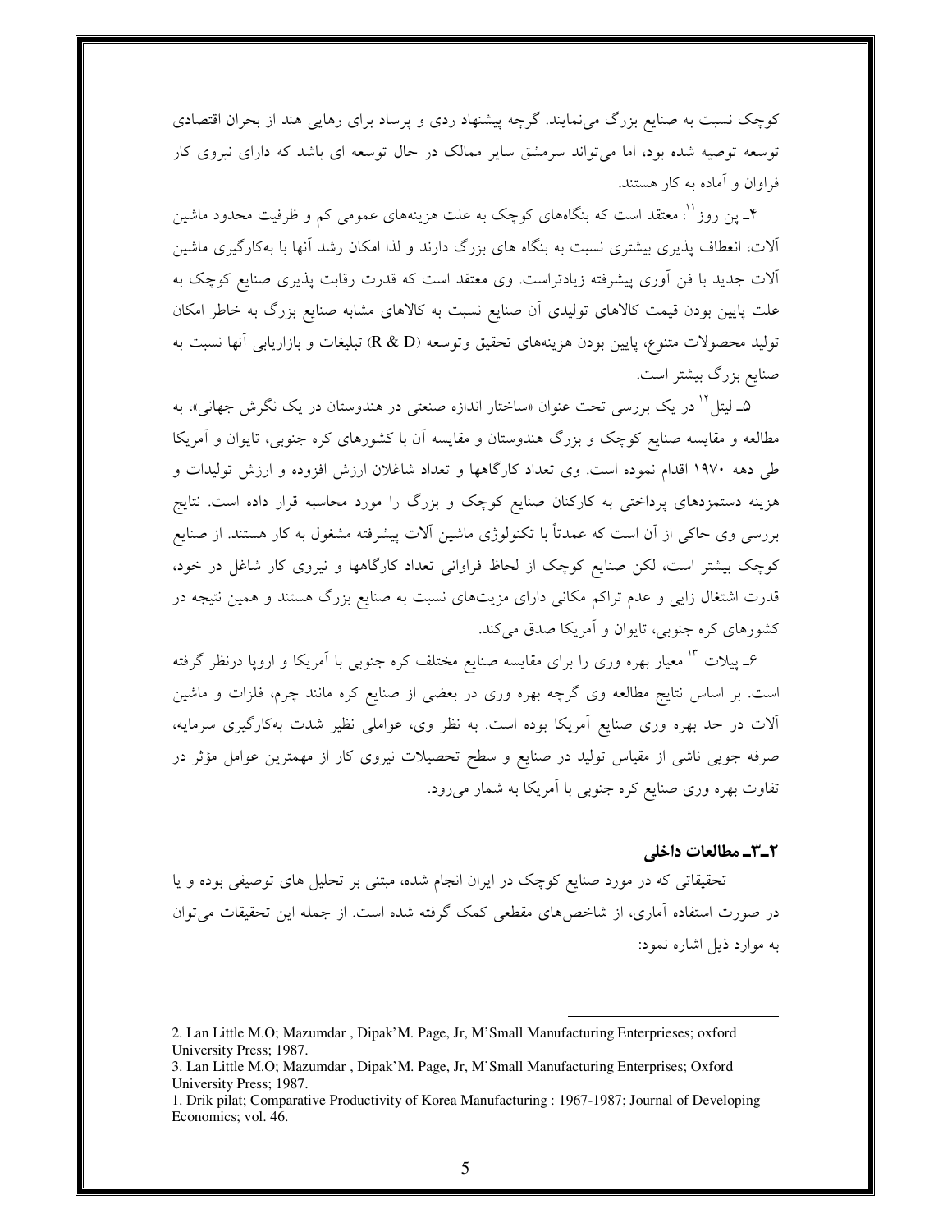کوچک نسبت به صنایع بزرگ می‌نمایند. گرچه پیشنهاد ردی و پرساد برای رهایی هند از بحران اقتصادی توسعه توصیه شده بود، اما می‌تواند سرمشق سایر ممالک در حال توسعه ای باشد که دارای نیروی کار فراوان و آماده به کار هستند.

۴ـ پن روز[11]: معتقد است که بنگاه‌های کوچک به علت هزینه‌های عمومی کم و ظرفیت محدود ماشین آلات، انعطاف پذیری بیشتری نسبت به بنگاه های بزرگ دارند و لذا امکان رشد آنها با به‌کارگیری ماشین آلات جدید با فن آوری پیشرفته زیادتراست. وی معتقد است که قدرت رقابت پذیری صنایع کوچک به علت پایین بودن قیمت کالاهای تولیدی آن صنایع نسبت به کالاهای مشابه صنایع بزرگ به خاطر امکان تولید محصولات متنوع، پایین بودن هزینه‌های تحقیق وتوسعه (R & D) تبلیغات و بازاریابی آنها نسبت به صنایع بزرگ بیشتر است.

۵ـ لیتل[12] در یک بررسی تحت عنوان «ساختار اندازه صنعتی در هندوستان در یک نگرش جهانی»، به مطالعه و مقایسه صنایع کوچک و بزرگ هندوستان و مقایسه آن با کشورهای کره جنوبی، تایوان و آمریکا طی دهه ۱۹۷۰ اقدام نموده است. وی تعداد کارگاهها و تعداد شاغلان ارزش افزوده و ارزش تولیدات و هزینه دستمزدهای پرداختی به کارکنان صنایع کوچک و بزرگ را مورد محاسبه قرار داده است. نتایج بررسی وی حاکی از آن است که عمدتاً با تکنولوژی ماشین آلات پیشرفته مشغول به کار هستند. از صنایع کوچک بیشتر است، لکن صنایع کوچک از لحاظ فراوانی تعداد کارگاهها و نیروی کار شاغل در خود، قدرت اشتغال زایی و عدم تراکم مکانی دارای مزیت‌های نسبت به صنایع بزرگ هستند و همین نتیجه در کشورهای کره جنوبی، تایوان و آمریکا صدق می‌کند.

۶ـ پیلات [13] معیار بهره وری را برای مقایسه صنایع مختلف کره جنوبی با آمریکا و اروپا درنظر گرفته است. بر اساس نتایج مطالعه وی گرچه بهره وری در بعضی از صنایع کره مانند چرم، فلزات و ماشین آلات در حد بهره وری صنایع آمریکا بوده است. به نظر وی، عواملی نظیر شدت به‌کارگیری سرمایه، صرفه جویی ناشی از مقیاس تولید در صنایع و سطح تحصیلات نیروی کار از مهمترین عوامل مؤثر در تفاوت بهره وری صنایع کره جنوبی با آمریکا به شمار می‌رود.

### ۲ـ۳ـ مطالعات داخلی

تحقیقاتی که در مورد صنایع کوچک در ایران انجام شده، مبتنی بر تحلیل های توصیفی بوده و یا در صورت استفاده آماری، از شاخص‌های مقطعی کمک گرفته شده است. از جمله این تحقیقات می‌توان به موارد ذیل اشاره نمود:

---

2. Lan Little M.O; Mazumdar , Dipak'M. Page, Jr, M'Small Manufacturing Enterprieses; oxford University Press; 1987.

3. Lan Little M.O; Mazumdar , Dipak'M. Page, Jr, M'Small Manufacturing Enterprises; Oxford University Press; 1987.

1. Drik pilat; Comparative Productivity of Korea Manufacturing : 1967-1987; Journal of Developing Economics; vol. 46.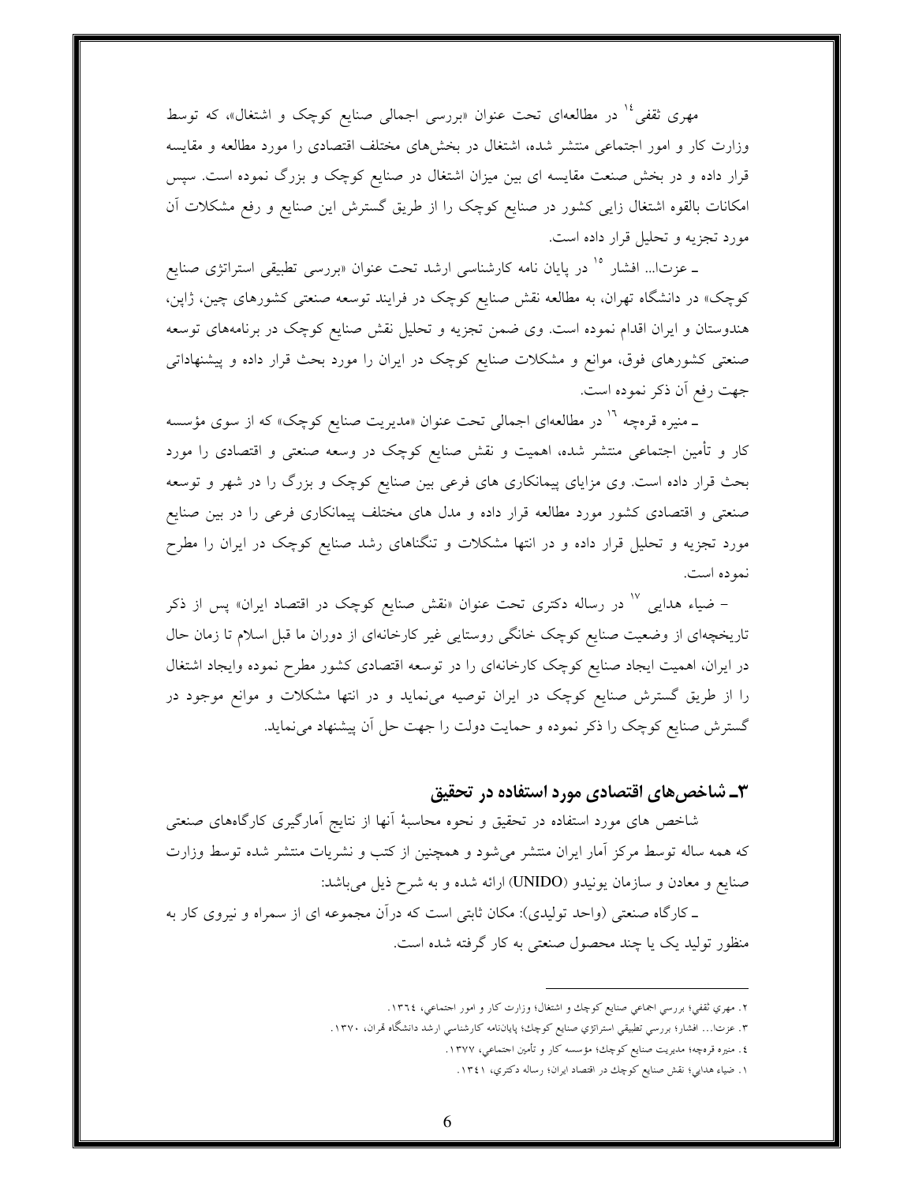مهری ثقفی[۱۴] در مطالعه‌ای تحت عنوان «بررسی اجمالی صنایع کوچک و اشتغال»، که توسط وزارت کار و امور اجتماعی منتشر شده، اشتغال در بخش‌های مختلف اقتصادی را مورد مطالعه و مقایسه قرار داده و در بخش صنعت مقایسه ای بین میزان اشتغال در صنایع کوچک و بزرگ نموده است. سپس امکانات بالقوه اشتغال زایی کشور در صنایع کوچک را از طریق گسترش این صنایع و رفع مشکلات آن مورد تجزیه و تحلیل قرار داده است.

ـ عزتا... افشار [۱۵] در پایان نامه کارشناسی ارشد تحت عنوان «بررسی تطبیقی استراتژی صنایع کوچک» در دانشگاه تهران، به مطالعه نقش صنایع کوچک در فرایند توسعه صنعتی کشورهای چین، ژاپن، هندوستان و ایران اقدام نموده است. وی ضمن تجزیه و تحلیل نقش صنایع کوچک در برنامه‌های توسعه صنعتی کشورهای فوق، موانع و مشکلات صنایع کوچک در ایران را مورد بحث قرار داده و پیشنهاداتی جهت رفع آن ذکر نموده است.

ـ منیره قره‌چه [۱۶] در مطالعه‌ای اجمالی تحت عنوان «مدیریت صنایع کوچک» که از سوی مؤسسه کار و تأمین اجتماعی منتشر شده، اهمیت و نقش صنایع کوچک در وسعه صنعتی و اقتصادی را مورد بحث قرار داده است. وی مزایای پیمانکاری های فرعی بین صنایع کوچک و بزرگ را در شهر و توسعه صنعتی و اقتصادی کشور مورد مطالعه قرار داده و مدل های مختلف پیمانکاری فرعی را در بین صنایع مورد تجزیه و تحلیل قرار داده و در انتها مشکلات و تنگناهای رشد صنایع کوچک در ایران را مطرح نموده است.

– ضیاء هدایی [۱۷] در رساله دکتری تحت عنوان «نقش صنایع کوچک در اقتصاد ایران» پس از ذکر تاریخچه‌ای از وضعیت صنایع کوچک خانگی روستایی غیر کارخانه‌ای از دوران ما قبل اسلام تا زمان حال در ایران، اهمیت ایجاد صنایع کوچک کارخانه‌ای را در توسعه اقتصادی کشور مطرح نموده وایجاد اشتغال را از طریق گسترش صنایع کوچک در ایران توصیه می‌نماید و در انتها مشکلات و موانع موجود در گسترش صنایع کوچک را ذکر نموده و حمایت دولت را جهت حل آن پیشنهاد می‌نماید.

## ۳ـ شاخص‌های اقتصادی مورد استفاده در تحقیق

شاخص های مورد استفاده در تحقیق و نحوه محاسبهٔ آنها از نتایج آمارگیری کارگاه‌های صنعتی که همه ساله توسط مرکز آمار ایران منتشر می‌شود و همچنین از کتب و نشریات منتشر شده توسط وزارت صنایع و معادن و سازمان یونیدو (UNIDO) ارائه شده و به شرح ذیل می‌باشد:

ـ کارگاه صنعتی (واحد تولیدی): مکان ثابتی است که درآن مجموعه ای از سمراه و نیروی کار به منظور تولید یک یا چند محصول صنعتی به کار گرفته شده است.

---

۲. مهري ثقفي؛ بررسي اجماعي صنايع كوچك و اشتغال؛ وزارت كار و امور اجتماعي، ۱۳۶۴.

۳. عزتا... افشار؛ بررسي تطبيقي استراتژي صنايع كوچك؛ پايان‌نامه كارشناسي ارشد دانشگاه تهران، ۱۳۷۰.

۴. منيره قره‌چه؛ مديريت صنايع كوچك؛ مؤسسه كار و تأمين اجتماعي، ۱۳۷۷.

۱. ضياء هدايي؛ نقش صنايع كوچك در اقتصاد ايران؛ رساله دكتري، ۱۳۴۱.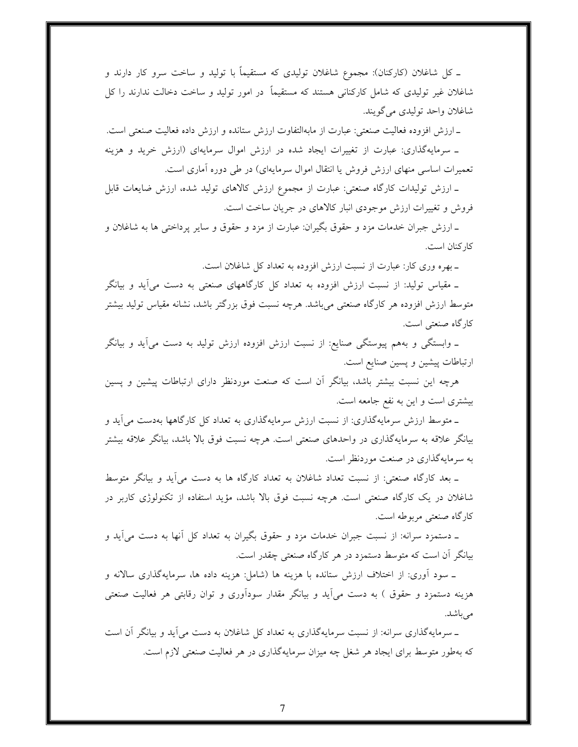ـ کل شاغلان (کارکنان): مجموع شاغلان تولیدی که مستقیماً با تولید و ساخت سرو کار دارند و شاغلان غیر تولیدی که شامل کارکنانی هستند که مستقیماً در امور تولید و ساخت دخالت ندارند را کل شاغلان واحد تولیدی می‌گویند.

ـ ارزش افزوده فعالیت صنعتی: عبارت از مابه‌التفاوت ارزش ستانده و ارزش داده فعالیت صنعتی است.

ـ سرمایه‌گذاری: عبارت از تغییرات ایجاد شده در ارزش اموال سرمایه‌ای (ارزش خرید و هزینه تعمیرات اساسی منهای ارزش فروش یا انتقال اموال سرمایه‌ای) در طی دوره آماری است.

ـ ارزش تولیدات کارگاه صنعتی: عبارت از مجموع ارزش کالاهای تولید شده، ارزش ضایعات قابل فروش و تغییرات ارزش موجودی انبار کالاهای در جریان ساخت است.

ـ ارزش جبران خدمات مزد و حقوق بگیران: عبارت از مزد و حقوق و سایر پرداختی ها به شاغلان و کارکنان است.

ـ بهره وری کار: عبارت از نسبت ارزش افزوده به تعداد کل شاغلان است.

ـ مقیاس تولید: از نسبت ارزش افزوده به تعداد کل کارگاههای صنعتی به دست می‌آید و بیانگر متوسط ارزش افزوده هر کارگاه صنعتی می‌باشد. هرچه نسبت فوق بزرگتر باشد، نشانه مقیاس تولید بیشتر کارگاه صنعتی است.

ـ وابستگی و بههم پیوستگی صنایع: از نسبت ارزش افزوده ارزش تولید به دست می‌آید و بیانگر ارتباطات پیشین و پسین صنایع است.

هرچه این نسبت بیشتر باشد، بیانگر آن است که صنعت موردنظر دارای ارتباطات پیشین و پسین بیشتری است و این به نفع جامعه است.

ـ متوسط ارزش سرمایه‌گذاری: از نسبت ارزش سرمایه‌گذاری به تعداد کل کارگاهها به‌دست می‌آید و بیانگر علاقه به سرمایه‌گذاری در واحدهای صنعتی است. هرچه نسبت فوق بالا باشد، بیانگر علاقه بیشتر به سرمایه‌گذاری در صنعت موردنظر است.

ـ بعد کارگاه صنعتی: از نسبت تعداد شاغلان به تعداد کارگاه ها به دست می‌آید و بیانگر متوسط شاغلان در یک کارگاه صنعتی است. هرچه نسبت فوق بالا باشد، مؤید استفاده از تکنولوژی کاربر در کارگاه صنعتی مربوطه است.

ـ دستمزد سرانه: از نسبت جبران خدمات مزد و حقوق بگیران به تعداد کل آنها به دست می‌آید و بیانگر آن است که متوسط دستمزد در هر کارگاه صنعتی چقدر است.

ـ سود آوری: از اختلاف ارزش ستانده با هزینه ها (شامل: هزینه داده ها، سرمایه‌گذاری سالانه و هزینه دستمزد و حقوق ) به دست می‌آید و بیانگر مقدار سودآوری و توان رقابتی هر فعالیت صنعتی می‌باشد.

ـ سرمایه‌گذاری سرانه: از نسبت سرمایه‌گذاری به تعداد کل شاغلان به دست می‌آید و بیانگر آن است که به‌طور متوسط برای ایجاد هر شغل چه میزان سرمایه‌گذاری در هر فعالیت صنعتی لازم است.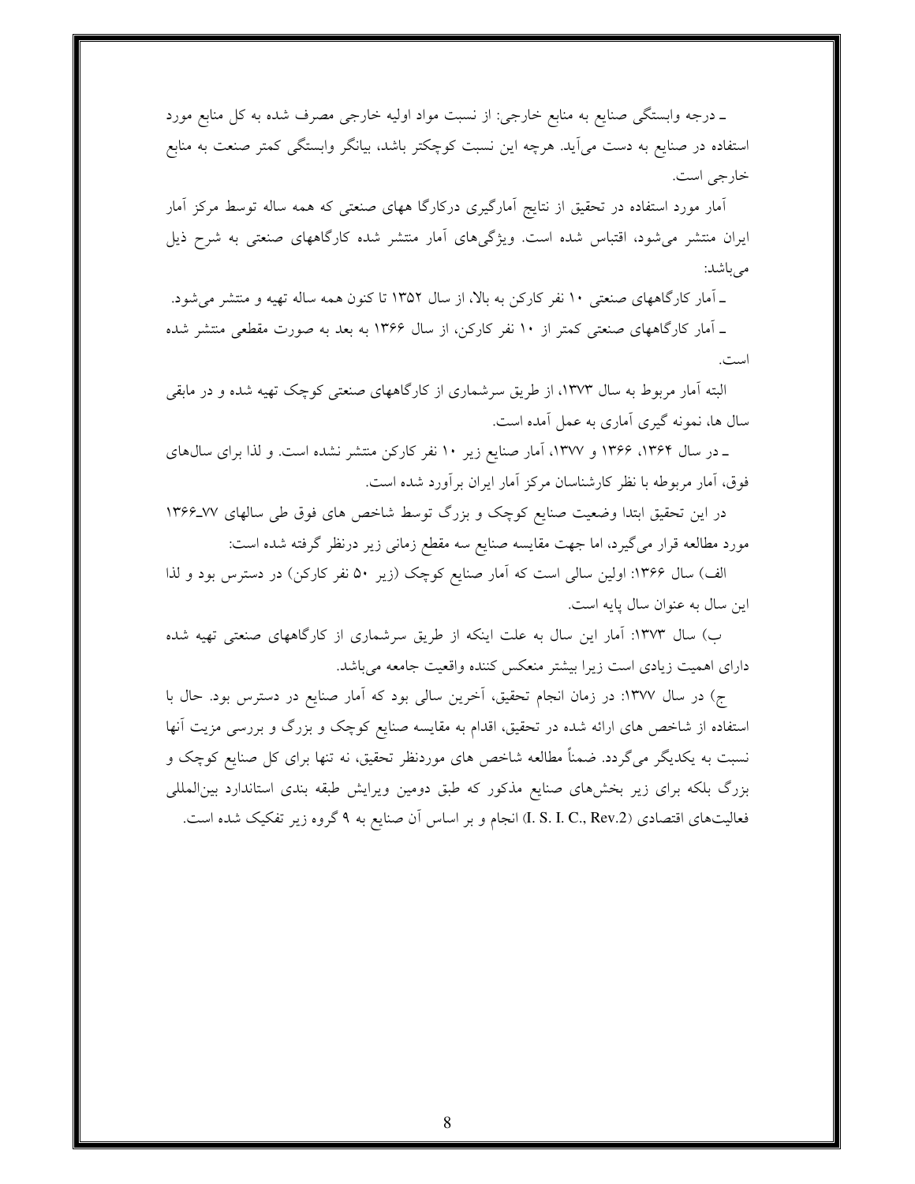ـ درجه وابستگی صنایع به منابع خارجی: از نسبت مواد اولیه خارجی مصرف شده به کل منابع مورد استفاده در صنایع به دست می‌آید. هرچه این نسبت کوچکتر باشد، بیانگر وابستگی کمتر صنعت به منابع خارجی است.

آمار مورد استفاده در تحقیق از نتایج آمارگیری درکارگا ههای صنعتی که همه ساله توسط مرکز آمار ایران منتشر می‌شود، اقتباس شده است. ویژگی‌های آمار منتشر شده کارگاههای صنعتی به شرح ذیل می‌باشد:

ـ آمار کارگاههای صنعتی ۱۰ نفر کارکن به بالا، از سال ۱۳۵۲ تا کنون همه ساله تهیه و منتشر می‌شود.

ـ آمار کارگاههای صنعتی کمتر از ۱۰ نفر کارکن، از سال ۱۳۶۶ به بعد به صورت مقطعی منتشر شده است.

البته آمار مربوط به سال ۱۳۷۳، از طریق سرشماری از کارگاههای صنعتی کوچک تهیه شده و در مابقی سال ها، نمونه گیری آماری به عمل آمده است.

ـ در سال ۱۳۶۴، ۱۳۶۶ و ۱۳۷۷، آمار صنایع زیر ۱۰ نفر کارکن منتشر نشده است. و لذا برای سال‌های فوق، آمار مربوطه با نظر کارشناسان مرکز آمار ایران برآورد شده است.

در این تحقیق ابتدا وضعیت صنایع کوچک و بزرگ توسط شاخص های فوق طی سالهای ۷۷ـ۱۳۶۶ مورد مطالعه قرار می‌گیرد، اما جهت مقایسه صنایع سه مقطع زمانی زیر درنظر گرفته شده است:

الف) سال ۱۳۶۶: اولین سالی است که آمار صنایع کوچک (زیر ۵۰ نفر کارکن) در دسترس بود و لذا این سال به عنوان سال پایه است.

ب) سال ۱۳۷۳: آمار این سال به علت اینکه از طریق سرشماری از کارگاههای صنعتی تهیه شده دارای اهمیت زیادی است زیرا بیشتر منعکس کننده واقعیت جامعه می‌باشد.

ج) در سال ۱۳۷۷: در زمان انجام تحقیق، آخرین سالی بود که آمار صنایع در دسترس بود. حال با استفاده از شاخص های ارائه شده در تحقیق، اقدام به مقایسه صنایع کوچک و بزرگ و بررسی مزیت آنها نسبت به یکدیگر می‌گردد. ضمناً مطالعه شاخص های موردنظر تحقیق، نه تنها برای کل صنایع کوچک و بزرگ بلکه برای زیر بخش‌های صنایع مذکور که طبق دومین ویرایش طبقه بندی استاندارد بین‌المللی فعالیت‌های اقتصادی (I. S. I. C., Rev.2) انجام و بر اساس آن صنایع به ۹ گروه زیر تفکیک شده است.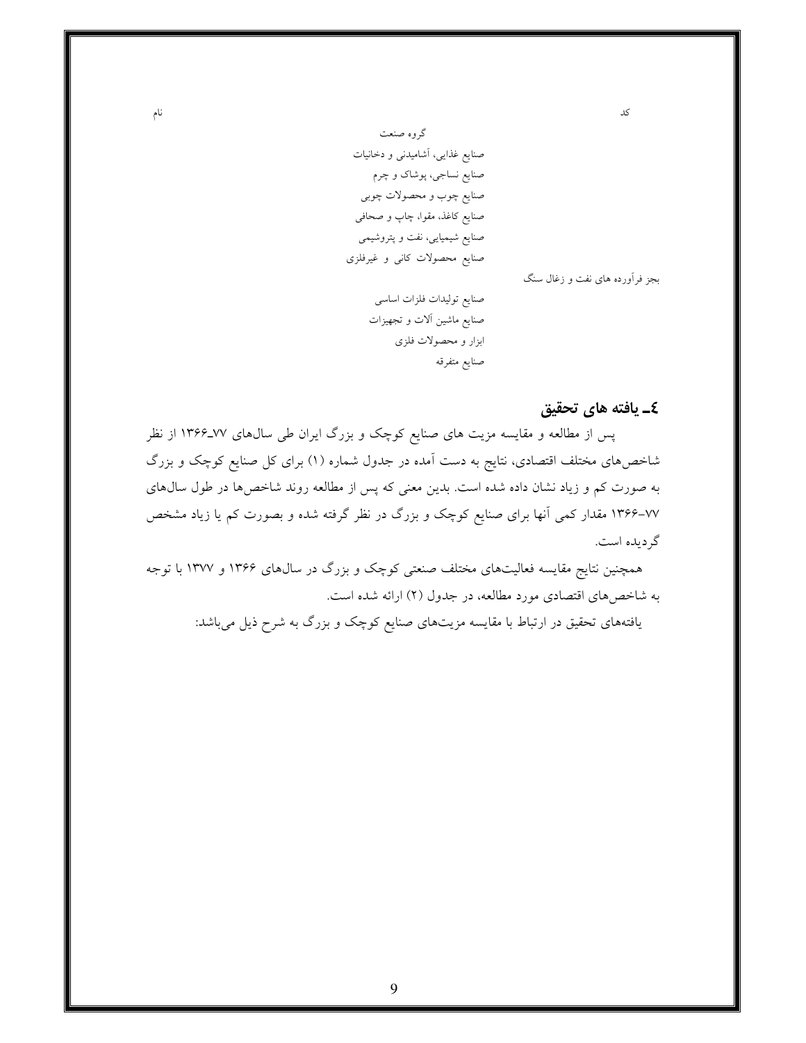| کد | گروه صنعت | نام |
|---|---|---|
| | صنایع غذایی، آشامیدنی و دخانیات | |
| | صنایع نساجی، پوشاک و چرم | |
| | صنایع چوب و محصولات چوبی | |
| | صنایع کاغذ، مقوا، چاپ و صحافی | |
| | صنایع شیمیایی، نفت و پتروشیمی | |
| | صنایع محصولات کانی و غیرفلزی بجز فرآورده های نفت و زغال سنگ | |
| | صنایع تولیدات فلزات اساسی | |
| | صنایع ماشین آلات و تجهیزات | |
| | ابزار و محصولات فلزی | |
| | صنایع متفرقه | |

## ٤ـ یافته های تحقیق

پس از مطالعه و مقایسه مزیت های صنایع کوچک و بزرگ ایران طی سال‌های ٧٧ـ١٣٦٦ از نظر شاخص‌های مختلف اقتصادی، نتایج به دست آمده در جدول شماره (١) برای کل صنایع کوچک و بزرگ به صورت کم و زیاد نشان داده شده است. بدین معنی که پس از مطالعه روند شاخص‌ها در طول سال‌های ٧٧-١٣٦٦ مقدار کمی آنها برای صنایع کوچک و بزرگ در نظر گرفته شده و بصورت کم یا زیاد مشخص گردیده است.

همچنین نتایج مقایسه فعالیت‌های مختلف صنعتی کوچک و بزرگ در سال‌های ١٣٦٦ و ١٣٧٧ با توجه به شاخص‌های اقتصادی مورد مطالعه، در جدول (٢) ارائه شده است.

یافته‌های تحقیق در ارتباط با مقایسه مزیت‌های صنایع کوچک و بزرگ به شرح ذیل می‌باشد: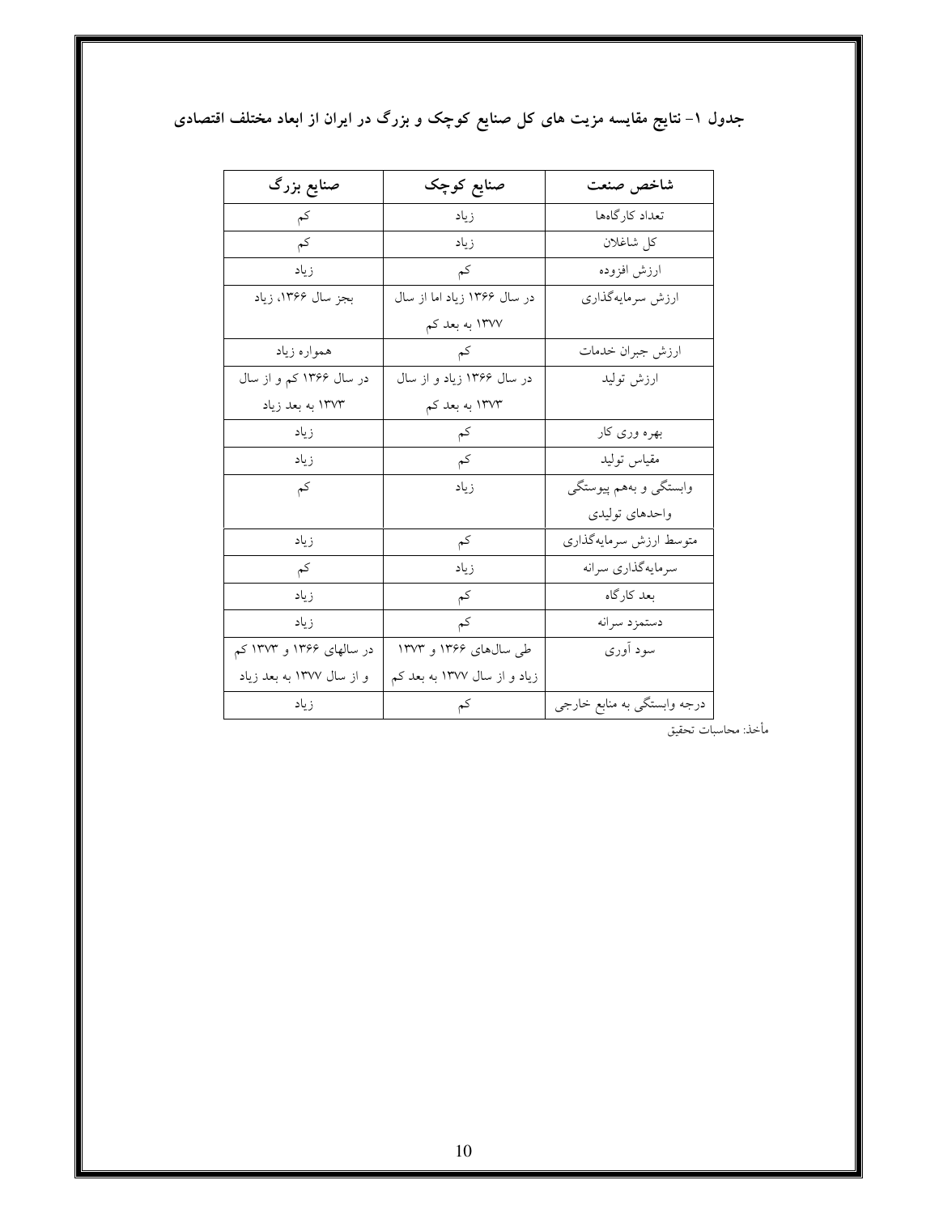**جدول ۱- نتایج مقایسه مزیت های کل صنایع کوچک و بزرگ در ایران از ابعاد مختلف اقتصادی**

| شاخص صنعت | صنایع کوچک | صنایع بزرگ |
|---|---|---|
| تعداد کارگاه‌ها | زیاد | کم |
| کل شاغلان | زیاد | کم |
| ارزش افزوده | کم | زیاد |
| ارزش سرمایه‌گذاری | در سال ۱۳۶۶ زیاد اما از سال ۱۳۷۷ به بعد کم | بجز سال ۱۳۶۶، زیاد |
| ارزش جبران خدمات | کم | همواره زیاد |
| ارزش تولید | در سال ۱۳۶۶ زیاد و از سال ۱۳۷۳ به بعد کم | در سال ۱۳۶۶ کم و از سال ۱۳۷۳ به بعد زیاد |
| بهره وری کار | کم | زیاد |
| مقیاس تولید | کم | زیاد |
| وابستگی و به‌هم پیوستگی واحدهای تولیدی | زیاد | کم |
| متوسط ارزش سرمایه‌گذاری | کم | زیاد |
| سرمایه‌گذاری سرانه | زیاد | کم |
| بعد کارگاه | کم | زیاد |
| دستمزد سرانه | کم | زیاد |
| سود آوری | طی سال‌های ۱۳۶۶ و ۱۳۷۳ زیاد و از سال ۱۳۷۷ به بعد کم | در سالهای ۱۳۶۶ و ۱۳۷۳ کم و از سال ۱۳۷۷ به بعد زیاد |
| درجه وابستگی به منابع خارجی | کم | زیاد |

مأخذ: محاسبات تحقیق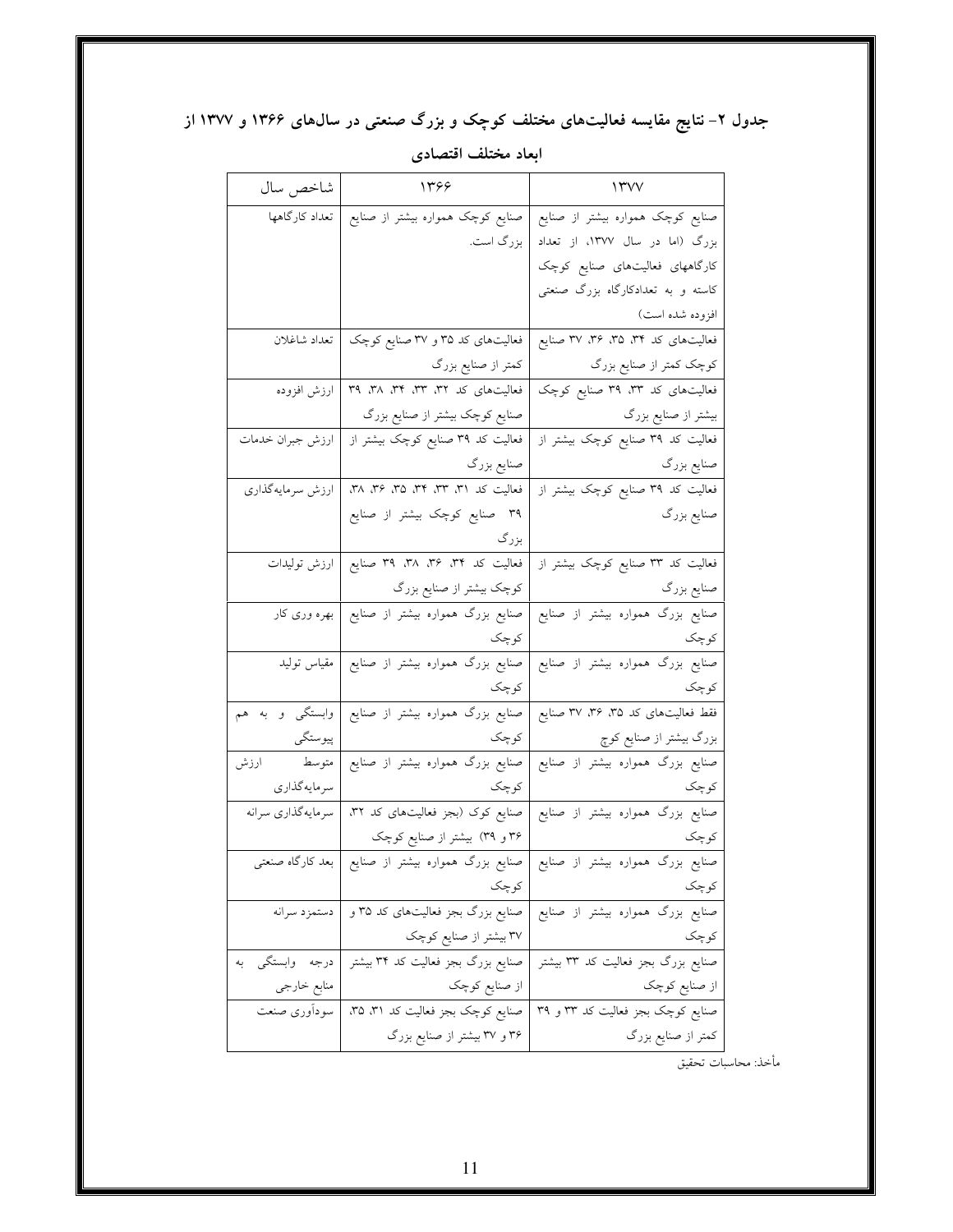**جدول ۲- نتایج مقایسه فعالیت‌های مختلف کوچک و بزرگ صنعتی در سال‌های ۱۳۶۶ و ۱۳۷۷ از ابعاد مختلف اقتصادی**

| شاخص سال | ۱۳۶۶ | ۱۳۷۷ |
|---|---|---|
| تعداد کارگاهها | صنایع کوچک همواره بیشتر از صنایع بزرگ است. | صنایع کوچک همواره بیشتر از صنایع بزرگ (اما در سال ۱۳۷۷، از تعداد کارگاههای فعالیت‌های صنایع کوچک کاسته و به تعدادکارگاه بزرگ صنعتی افزوده شده است) |
| تعداد شاغلان | فعالیت‌های کد ۳۵ و ۳۷ صنایع کوچک کمتر از صنایع بزرگ | فعالیت‌های کد ۳۴، ۳۵، ۳۶، ۳۷ صنایع کوچک کمتر از صنایع بزرگ |
| ارزش افزوده | فعالیت‌های کد ۳۲، ۳۳، ۳۴، ۳۸، ۳۹ صنایع کوچک بیشتر از صنایع بزرگ | فعالیت‌های کد ۳۳، ۳۹ صنایع کوچک بیشتر از صنایع بزرگ |
| ارزش جبران خدمات | فعالیت کد ۳۹ صنایع کوچک بیشتر از صنایع بزرگ | فعالیت کد ۳۹ صنایع کوچک بیشتر از صنایع بزرگ |
| ارزش سرمایه‌گذاری | فعالیت کد ۳۱، ۳۳، ۳۴، ۳۵، ۳۶، ۳۸، ۳۹ صنایع کوچک بیشتر از صنایع بزرگ | فعالیت کد ۳۹ صنایع کوچک بیشتر از صنایع بزرگ |
| ارزش تولیدات | فعالیت کد ۳۴، ۳۶، ۳۸، ۳۹ صنایع کوچک بیشتر از صنایع بزرگ | فعالیت کد ۳۳ صنایع کوچک بیشتر از صنایع بزرگ |
| بهره وری کار | صنایع بزرگ همواره بیشتر از صنایع کوچک | صنایع بزرگ همواره بیشتر از صنایع کوچک |
| مقیاس تولید | صنایع بزرگ همواره بیشتر از صنایع کوچک | صنایع بزرگ همواره بیشتر از صنایع کوچک |
| وابستگی و به هم پیوستگی | صنایع بزرگ همواره بیشتر از صنایع کوچک | فقط فعالیت‌های کد ۳۵، ۳۶، ۳۷ صنایع بزرگ بیشتر از صنایع کوچ |
| متوسط ارزش سرمایه‌گذاری | صنایع بزرگ همواره بیشتر از صنایع کوچک | صنایع بزرگ همواره بیشتر از صنایع کوچک |
| سرمایه‌گذاری سرانه | صنایع کوک (بجز فعالیت‌های کد ۳۲، ۳۶ و ۳۹) بیشتر از صنایع کوچک | صنایع بزرگ همواره بیشتر از صنایع کوچک |
| بعد کارگاه صنعتی | صنایع بزرگ همواره بیشتر از صنایع کوچک | صنایع بزرگ همواره بیشتر از صنایع کوچک |
| دستمزد سرانه | صنایع بزرگ بجز فعالیت‌های کد ۳۵ و ۳۷ بیشتر از صنایع کوچک | صنایع بزرگ همواره بیشتر از صنایع کوچک |
| درجه وابستگی به منابع خارجی | صنایع بزرگ بجز فعالیت کد ۳۴ بیشتر از صنایع کوچک | صنایع بزرگ بجز فعالیت کد ۳۳ بیشتر از صنایع کوچک |
| سودآوری صنعت | صنایع کوچک بجز فعالیت کد ۳۱، ۳۵، ۳۶ و ۳۷ بیشتر از صنایع بزرگ | صنایع کوچک بجز فعالیت کد ۳۳ و ۳۹ کمتر از صنایع بزرگ |

مأخذ: محاسبات تحقیق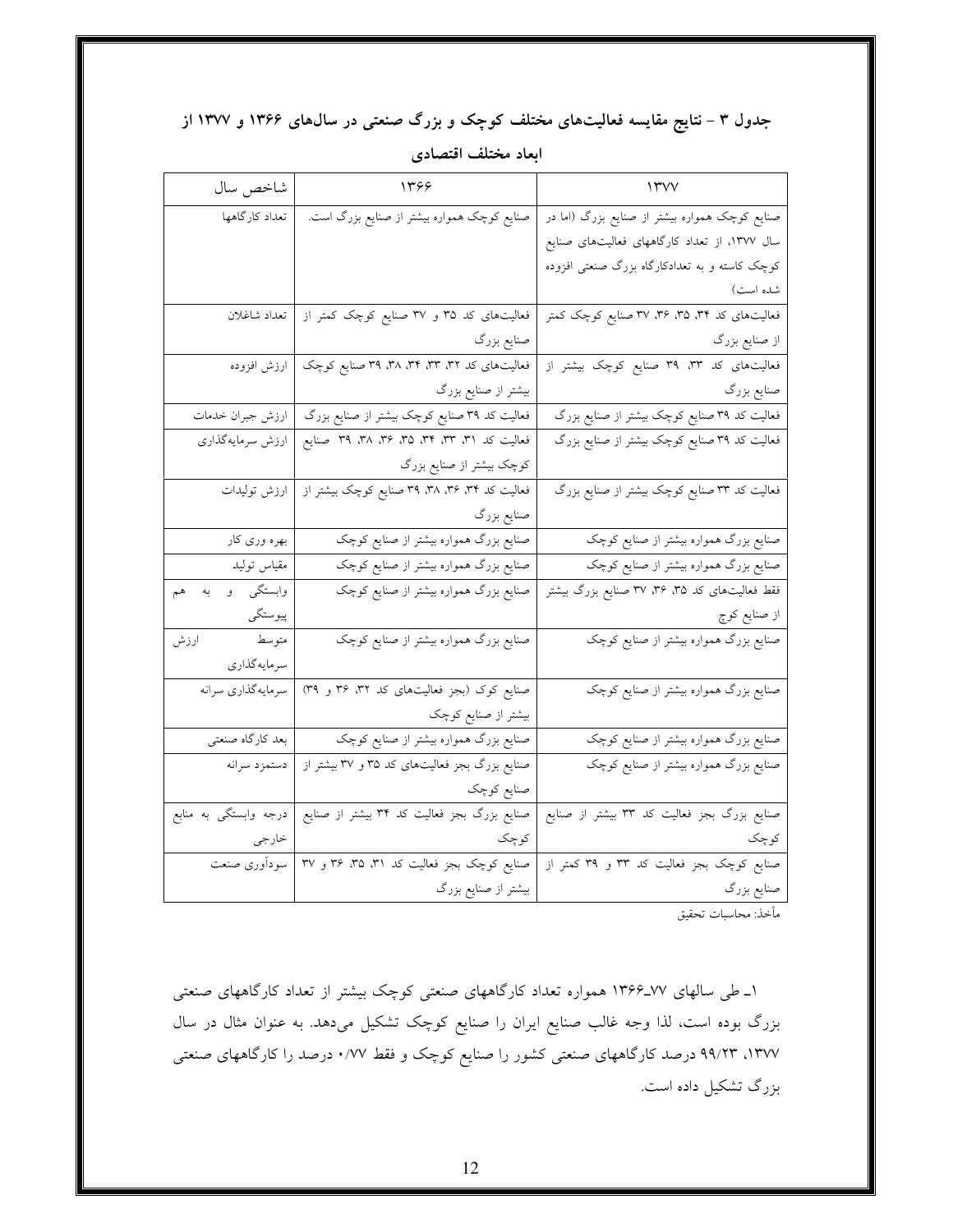**جدول ۳ - نتایج مقایسه فعالیت‌های مختلف کوچک و بزرگ صنعتی در سال‌های ۱۳۶۶ و ۱۳۷۷ از ابعاد مختلف اقتصادی**

| شاخص سال | ۱۳۶۶ | ۱۳۷۷ |
| --- | --- | --- |
| تعداد کارگاهها | صنایع کوچک همواره بیشتر از صنایع بزرگ است. | صنایع کوچک همواره بیشتر از صنایع بزرگ (اما در سال ۱۳۷۷، از تعداد کارگاههای فعالیت‌های صنایع کوچک کاسته و به تعدادکارگاه بزرگ صنعتی افزوده شده است) |
| تعداد شاغلان | فعالیت‌های کد ۳۵ و ۳۷ صنایع کوچک کمتر از صنایع بزرگ | فعالیت‌های کد ۳۴، ۳۵، ۳۶، ۳۷ صنایع کوچک کمتر از صنایع بزرگ |
| ارزش افزوده | فعالیت‌های کد ۳۲، ۳۳، ۳۴، ۳۸، ۳۹ صنایع کوچک بیشتر از صنایع بزرگ | فعالیت‌های کد ۳۳، ۳۹ صنایع کوچک بیشتر از صنایع بزرگ |
| ارزش جبران خدمات | فعالیت کد ۳۹ صنایع کوچک بیشتر از صنایع بزرگ | فعالیت کد ۳۹ صنایع کوچک بیشتر از صنایع بزرگ |
| ارزش سرمایه‌گذاری | فعالیت کد ۳۱، ۳۳، ۳۴، ۳۵، ۳۶، ۳۸، ۳۹ صنایع کوچک بیشتر از صنایع بزرگ | فعالیت کد ۳۹ صنایع کوچک بیشتر از صنایع بزرگ |
| ارزش تولیدات | فعالیت کد ۳۴، ۳۶، ۳۸، ۳۹ صنایع کوچک بیشتر از صنایع بزرگ | فعالیت کد ۳۳ صنایع کوچک بیشتر از صنایع بزرگ |
| بهره وری کار | صنایع بزرگ همواره بیشتر از صنایع کوچک | صنایع بزرگ همواره بیشتر از صنایع کوچک |
| مقیاس تولید | صنایع بزرگ همواره بیشتر از صنایع کوچک | صنایع بزرگ همواره بیشتر از صنایع کوچک |
| وابستگی و به هم پیوستگی | صنایع بزرگ همواره بیشتر از صنایع کوچک | فقط فعالیت‌های کد ۳۵، ۳۶، ۳۷ صنایع بزرگ بیشتر از صنایع کوچ |
| متوسط ارزش سرمایه‌گذاری | صنایع بزرگ همواره بیشتر از صنایع کوچک | صنایع بزرگ همواره بیشتر از صنایع کوچک |
| سرمایه‌گذاری سرانه | صنایع کوک (بجز فعالیت‌های کد ۳۲، ۳۶ و ۳۹) بیشتر از صنایع کوچک | صنایع بزرگ همواره بیشتر از صنایع کوچک |
| بعد کارگاه صنعتی | صنایع بزرگ همواره بیشتر از صنایع کوچک | صنایع بزرگ همواره بیشتر از صنایع کوچک |
| دستمزد سرانه | صنایع بزرگ بجز فعالیت‌های کد ۳۵ و ۳۷ بیشتر از صنایع کوچک | صنایع بزرگ همواره بیشتر از صنایع کوچک |
| درجه وابستگی به منابع خارجی | صنایع بزرگ بجز فعالیت کد ۳۴ بیشتر از صنایع کوچک | صنایع بزرگ بجز فعالیت کد ۳۳ بیشتر از صنایع کوچک |
| سودآوری صنعت | صنایع کوچک بجز فعالیت کد ۳۱، ۳۵، ۳۶ و ۳۷ بیشتر از صنایع بزرگ | صنایع کوچک بجز فعالیت کد ۳۳ و ۳۹ کمتر از صنایع بزرگ |

مأخذ: محاسبات تحقیق

۱ـ طی سالهای ۷۷ـ۱۳۶۶ همواره تعداد کارگاههای صنعتی کوچک بیشتر از تعداد کارگاههای صنعتی بزرگ بوده است، لذا وجه غالب صنایع ایران را صنایع کوچک تشکیل می‌دهد. به عنوان مثال در سال ۱۳۷۷، ۹۹/۲۳ درصد کارگاههای صنعتی کشور را صنایع کوچک و فقط ۰/۷۷ درصد را کارگاههای صنعتی بزرگ تشکیل داده است.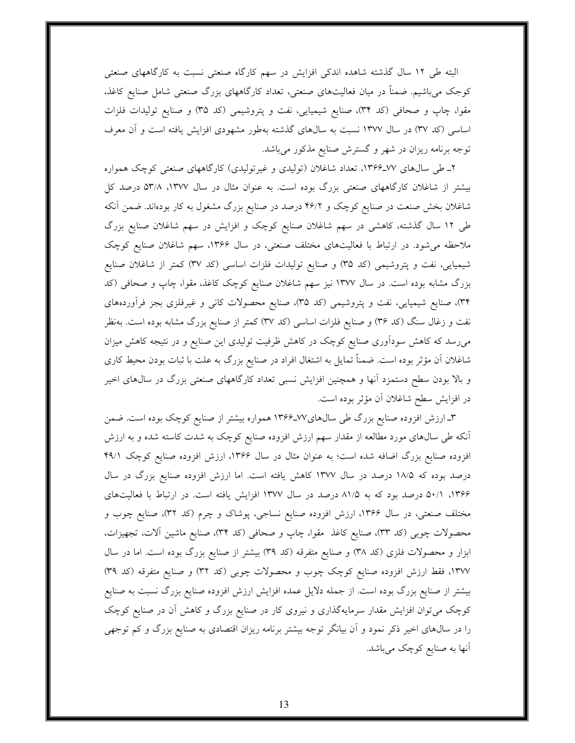البته طی ۱۲ سال گذشته شاهده اندکی افزایش در سهم کارگاه صنعتی نسبت به کارگاههای صنعتی کوچک می‌باشیم. ضمناً در میان فعالیت‌های صنعتی، تعداد کارگاههای بزرگ صنعتی شامل صنایع کاغذ، مقوا، چاپ و صحافی (کد ۳۴)، صنایع شیمیایی، نفت و پتروشیمی (کد ۳۵) و صنایع تولیدات فلزات اساسی (کد ۳۷) در سال ۱۳۷۷ نسبت به سال‌های گذشته به‌طور مشهودی افزایش یافته است و آن معرف توجه برنامه ریزان در شهر و گسترش صنایع مذکور می‌باشد.

۲ـ طی سال‌های ۷۷ـ۱۳۶۶، تعداد شاغلان (تولیدی و غیرتولیدی) کارگاههای صنعتی کوچک همواره بیشتر از شاغلان کارگاههای صنعتی بزرگ بوده است. به عنوان مثال در سال ۱۳۷۷، ۵۳/۸ درصد کل شاغلان بخش صنعت در صنایع کوچک و ۴۶/۲ درصد در صنایع بزرگ مشغول به کار بوده‌اند. ضمن آنکه طی ۱۲ سال گذشته، کاهشی در سهم شاغلان صنایع کوچک و افزایش در سهم شاغلان صنایع بزرگ ملاحظه می‌شود. در ارتباط با فعالیت‌های مختلف صنعتی، در سال ۱۳۶۶، سهم شاغلان صنایع کوچک شیمیایی، نفت و پتروشیمی (کد ۳۵) و صنایع تولیدات فلزات اساسی (کد ۳۷) کمتر از شاغلان صنایع بزرگ مشابه بوده است. در سال ۱۳۷۷ نیز سهم شاغلان صنایع کوچک کاغذ، مقوا، چاپ و صحافی (کد ۳۴)، صنایع شیمیایی، نفت و پتروشیمی (کد ۳۵)، صنایع محصولات کانی و غیرفلزی بجز فرآورده‌های نفت و زغال سنگ (کد ۳۶) و صنایع فلزات اساسی (کد ۳۷) کمتر از صنایع بزرگ مشابه بوده است. به‌نظر می‌رسد که کاهش سودآوری صنایع کوچک در کاهش ظرفیت تولیدی این صنایع و در نتیجه کاهش میزان شاغلان آن مؤثر بوده است. ضمناً تمایل به اشتغال افراد در صنایع بزرگ به علت با ثبات بودن محیط کاری و بالا بودن سطح دستمزد آنها و همچنین افزایش نسبی تعداد کارگاههای صنعتی بزرگ در سال‌های اخیر در افزایش سطح شاغلان آن مؤثر بوده است.

۳ـ ارزش افزوده صنایع بزرگ طی سال‌های۷۷ـ۱۳۶۶ همواره بیشتر از صنایع کوچک بوده است. ضمن آنکه طی سال‌های مورد مطالعه از مقدار سهم ارزش افزوده صنایع کوچک به شدت کاسته شده و به ارزش افزوده صنایع بزرگ اضافه شده است؛ به عنوان مثال در سال ۱۳۶۶، ارزش افزوده صنایع کوچک ۴۹/۱ درصد بوده که ۱۸/۵ درصد در سال ۱۳۷۷ کاهش یافته است. اما ارزش افزوده صنایع بزرگ در سال ۱۳۶۶، ۵۰/۱ درصد بود که به ۸۱/۵ درصد در سال ۱۳۷۷ افزایش یافته است. در ارتباط با فعالیت‌های مختلف صنعتی، در سال ۱۳۶۶، ارزش افزوده صنایع نساجی، پوشاک و چرم (کد ۳۲)، صنایع چوب و محصولات چوبی (کد ۳۳)، صنایع کاغذ مقوا، چاپ و صحافی (کد ۳۴)، صنایع ماشین آلات، تجهیزات، ابزار و محصولات فلزی (کد ۳۸) و صنایع متفرقه (کد ۳۹) بیشتر از صنایع بزرگ بوده است. اما در سال ۱۳۷۷، فقط ارزش افزوده صنایع کوچک چوب و محصولات چوبی (کد ۳۲) و صنایع متفرقه (کد ۳۹) بیشتر از صنایع بزرگ بوده است. از جمله دلایل عمده افزایش ارزش افزوده صنایع بزرگ نسبت به صنایع کوچک می‌توان افزایش مقدار سرمایه‌گذاری و نیروی کار در صنایع بزرگ و کاهش آن در صنایع کوچک را در سال‌های اخیر ذکر نمود و آن بیانگر توجه بیشتر برنامه ریزان اقتصادی به صنایع بزرگ و کم توجهی آنها به صنایع کوچک می‌باشد.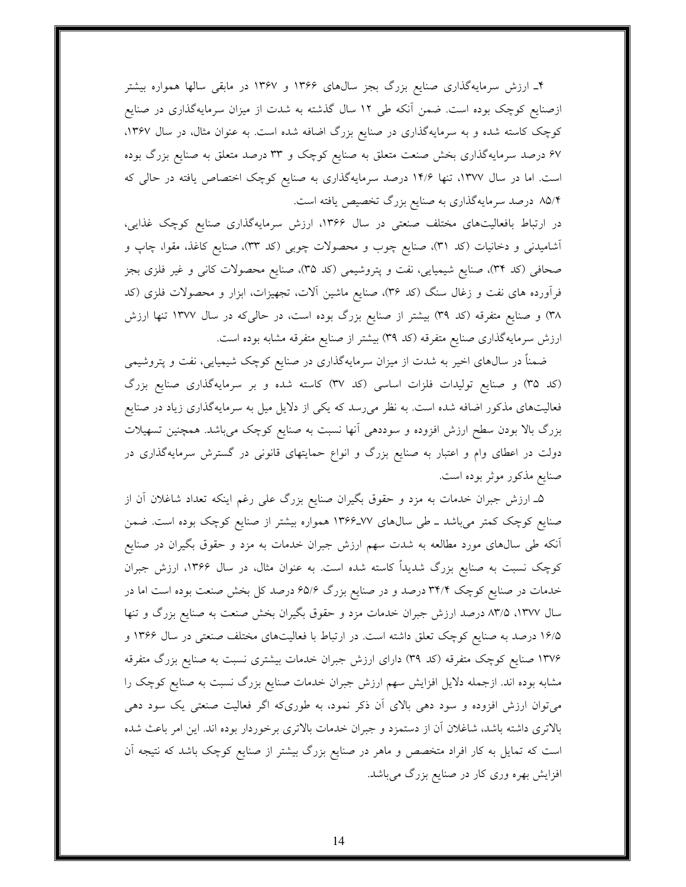۴ـ ارزش سرمایه‌گذاری صنایع بزرگ بجز سال‌های ۱۳۶۶ و ۱۳۶۷ در مابقی سالها همواره بیشتر ازصنایع کوچک بوده است. ضمن آنکه طی ۱۲ سال گذشته به شدت از میزان سرمایه‌گذاری در صنایع کوچک کاسته شده و به سرمایه‌گذاری در صنایع بزرگ اضافه شده است. به عنوان مثال، در سال ۱۳۶۷، ۶۷ درصد سرمایه‌گذاری بخش صنعت متعلق به صنایع کوچک و ۳۳ درصد متعلق به صنایع بزرگ بوده است. اما در سال ۱۳۷۷، تنها ۱۴/۶ درصد سرمایه‌گذاری به صنایع کوچک اختصاص یافته در حالی که ۸۵/۴ درصد سرمایه‌گذاری به صنایع بزرگ تخصیص یافته است.

در ارتباط بافعالیت‌های مختلف صنعتی در سال ۱۳۶۶، ارزش سرمایه‌گذاری صنایع کوچک غذایی، آشامیدنی و دخانیات (کد ۳۱)، صنایع چوب و محصولات چوبی (کد ۳۳)، صنایع کاغذ، مقوا، چاپ و صحافی (کد ۳۴)، صنایع شیمیایی، نفت و پتروشیمی (کد ۳۵)، صنایع محصولات کانی و غیر فلزی بجز فرآورده های نفت و زغال سنگ (کد ۳۶)، صنایع ماشین آلات، تجهیزات، ابزار و محصولات فلزی (کد ۳۸) و صنایع متفرقه (کد ۳۹) بیشتر از صنایع بزرگ بوده است، در حالی‌که در سال ۱۳۷۷ تنها ارزش سرمایه‌گذاری صنایع متفرقه (کد ۳۹) بیشتر از صنایع متفرقه مشابه بوده است.

ضمناً در سال‌های اخیر به شدت از میزان سرمایه‌گذاری در صنایع کوچک شیمیایی، نفت و پتروشیمی (کد ۳۵) و صنایع تولیدات فلزات اساسی (کد ۳۷) کاسته شده و بر سرمایه‌گذاری صنایع بزرگ فعالیت‌های مذکور اضافه شده است. به نظر می‌رسد که یکی از دلایل میل به سرمایه‌گذاری زیاد در صنایع بزرگ بالا بودن سطح ارزش افزوده و سوددهی آنها نسبت به صنایع کوچک می‌باشد. همچنین تسهیلات دولت در اعطای وام و اعتبار به صنایع بزرگ و انواع حمایتهای قانونی در گسترش سرمایه‌گذاری در صنایع مذکور موثر بوده است.

۵ـ ارزش جبران خدمات به مزد و حقوق بگیران صنایع بزرگ علی رغم اینکه تعداد شاغلان آن از صنایع کوچک کمتر می‌باشد ـ طی سال‌های ۷۷ـ۱۳۶۶ همواره بیشتر از صنایع کوچک بوده است. ضمن آنکه طی سال‌های مورد مطالعه به شدت سهم ارزش جبران خدمات به مزد و حقوق بگیران در صنایع کوچک نسبت به صنایع بزرگ شدیداً کاسته شده است. به عنوان مثال، در سال ۱۳۶۶، ارزش جبران خدمات در صنایع کوچک ۳۴/۴ درصد و در صنایع بزرگ ۶۵/۶ درصد کل بخش صنعت بوده است اما در سال ۱۳۷۷، ۸۳/۵ درصد ارزش جبران خدمات مزد و حقوق بگیران بخش صنعت به صنایع بزرگ و تنها ۱۶/۵ درصد به صنایع کوچک تعلق داشته است. در ارتباط با فعالیت‌های مختلف صنعتی در سال ۱۳۶۶ و ۱۳۷۶ صنایع کوچک متفرقه (کد ۳۹) دارای ارزش جبران خدمات بیشتری نسبت به صنایع بزرگ متفرقه مشابه بوده اند. ازجمله دلایل افزایش سهم ارزش جبران خدمات صنایع بزرگ نسبت به صنایع کوچک را می‌توان ارزش افزوده و سود دهی بالای آن ذکر نمود، به طوری‌که اگر فعالیت صنعتی یک سود دهی بالاتری داشته باشد، شاغلان آن از دستمزد و جبران خدمات بالاتری برخوردار بوده اند. این امر باعث شده است که تمایل به کار افراد متخصص و ماهر در صنایع بزرگ بیشتر از صنایع کوچک باشد که نتیجه آن افزایش بهره وری کار در صنایع بزرگ می‌باشد.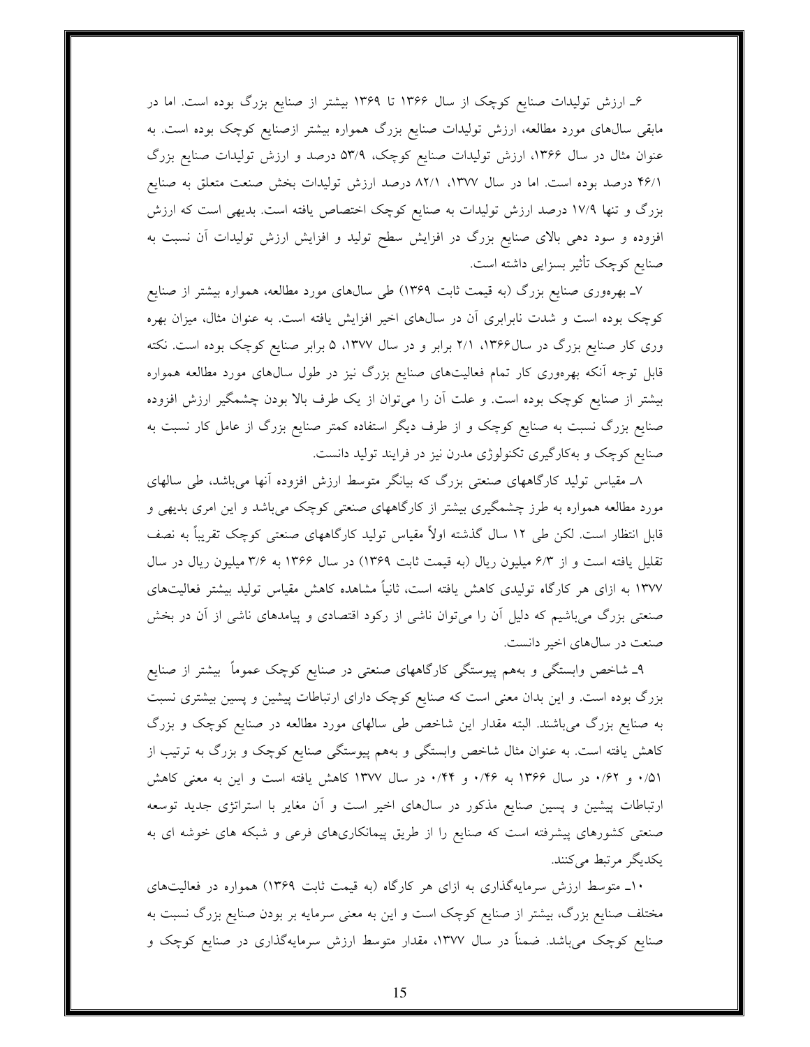۶ـ ارزش تولیدات صنایع کوچک از سال ۱۳۶۶ تا ۱۳۶۹ بیشتر از صنایع بزرگ بوده است. اما در مابقی سال‌های مورد مطالعه، ارزش تولیدات صنایع بزرگ همواره بیشتر ازصنایع کوچک بوده است. به عنوان مثال در سال ۱۳۶۶، ارزش تولیدات صنایع کوچک، ۵۳/۹ درصد و ارزش تولیدات صنایع بزرگ ۴۶/۱ درصد بوده است. اما در سال ۱۳۷۷، ۸۲/۱ درصد ارزش تولیدات بخش صنعت متعلق به صنایع بزرگ و تنها ۱۷/۹ درصد ارزش تولیدات به صنایع کوچک اختصاص یافته است. بدیهی است که ارزش افزوده و سود دهی بالای صنایع بزرگ در افزایش سطح تولید و افزایش ارزش تولیدات آن نسبت به صنایع کوچک تأثیر بسزایی داشته است.

۷ـ بهره‌وری صنایع بزرگ (به قیمت ثابت ۱۳۶۹) طی سال‌های مورد مطالعه، همواره بیشتر از صنایع کوچک بوده است و شدت نابرابری آن در سال‌های اخیر افزایش یافته است. به عنوان مثال، میزان بهره وری کار صنایع بزرگ در سال۱۳۶۶، ۲/۱ برابر و در سال ۱۳۷۷، ۵ برابر صنایع کوچک بوده است. نکته قابل توجه آنکه بهره‌وری کار تمام فعالیت‌های صنایع بزرگ نیز در طول سال‌های مورد مطالعه همواره بیشتر از صنایع کوچک بوده است. و علت آن را می‌توان از یک طرف بالا بودن چشمگیر ارزش افزوده صنایع بزرگ نسبت به صنایع کوچک و از طرف دیگر استفاده کمتر صنایع بزرگ از عامل کار نسبت به صنایع کوچک و به‌کارگیری تکنولوژی مدرن نیز در فرایند تولید دانست.

۸ـ مقیاس تولید کارگاههای صنعتی بزرگ که بیانگر متوسط ارزش افزوده آنها می‌باشد، طی سالهای مورد مطالعه همواره به طرز چشمگیری بیشتر از کارگاههای صنعتی کوچک می‌باشد و این امری بدیهی و قابل انتظار است. لکن طی ۱۲ سال گذشته اولاً مقیاس تولید کارگاههای صنعتی کوچک تقریباً به نصف تقلیل یافته است و از ۶/۳ میلیون ریال (به قیمت ثابت ۱۳۶۹) در سال ۱۳۶۶ به ۳/۶ میلیون ریال در سال ۱۳۷۷ به ازای هر کارگاه تولیدی کاهش یافته است، ثانیاً مشاهده کاهش مقیاس تولید بیشتر فعالیت‌های صنعتی بزرگ می‌باشیم که دلیل آن را می‌توان ناشی از رکود اقتصادی و پیامدهای ناشی از آن در بخش صنعت در سال‌های اخیر دانست.

۹ـ شاخص وابستگی و به‌هم پیوستگی کارگاههای صنعتی در صنایع کوچک عموماً بیشتر از صنایع بزرگ بوده است. و این بدان معنی است که صنایع کوچک دارای ارتباطات پیشین و پسین بیشتری نسبت به صنایع بزرگ می‌باشند. البته مقدار این شاخص طی سالهای مورد مطالعه در صنایع کوچک و بزرگ کاهش یافته است. به عنوان مثال شاخص وابستگی و به‌هم پیوستگی صنایع کوچک و بزرگ به ترتیب از ۰/۵۱ و ۰/۶۲ در سال ۱۳۶۶ به ۰/۴۶ و ۰/۴۴ در سال ۱۳۷۷ کاهش یافته است و این به معنی کاهش ارتباطات پیشین و پسین صنایع مذکور در سال‌های اخیر است و آن مغایر با استراتژی جدید توسعه صنعتی کشورهای پیشرفته است که صنایع را از طریق پیمانکاری‌های فرعی و شبکه های خوشه ای به یکدیگر مرتبط می‌کنند.

۱۰ـ متوسط ارزش سرمایه‌گذاری به ازای هر کارگاه (به قیمت ثابت ۱۳۶۹) همواره در فعالیت‌های مختلف صنایع بزرگ، بیشتر از صنایع کوچک است و این به معنی سرمایه بر بودن صنایع بزرگ نسبت به صنایع کوچک می‌باشد. ضمناً در سال ۱۳۷۷، مقدار متوسط ارزش سرمایه‌گذاری در صنایع کوچک و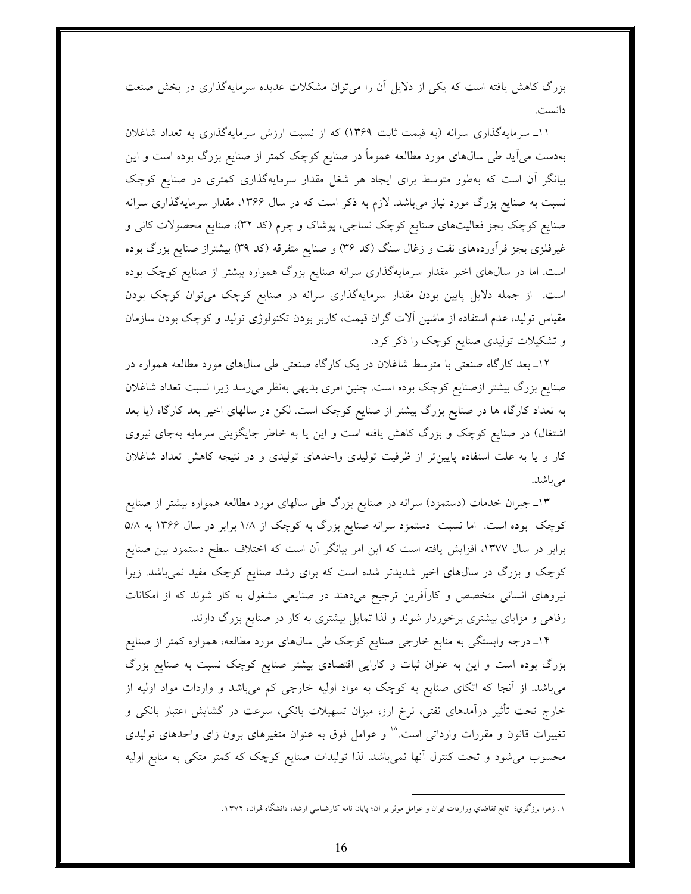بزرگ کاهش یافته است که یکی از دلایل آن را می‌توان مشکلات عدیده سرمایه‌گذاری در بخش صنعت دانست.

۱۱ـ سرمایه‌گذاری سرانه (به قیمت ثابت ۱۳۶۹) که از نسبت ارزش سرمایه‌گذاری به تعداد شاغلان به‌دست می‌آید طی سال‌های مورد مطالعه عموماً در صنایع کوچک کمتر از صنایع بزرگ بوده است و این بیانگر آن است که به‌طور متوسط برای ایجاد هر شغل مقدار سرمایه‌گذاری کمتری در صنایع کوچک نسبت به صنایع بزرگ مورد نیاز می‌باشد. لازم به ذکر است که در سال ۱۳۶۶، مقدار سرمایه‌گذاری سرانه صنایع کوچک بجز فعالیت‌های صنایع کوچک نساجی، پوشاک و چرم (کد ۳۲)، صنایع محصولات کانی و غیرفلزی بجز فرآورده‌های نفت و زغال سنگ (کد ۳۶) و صنایع متفرقه (کد ۳۹) بیشتراز صنایع بزرگ بوده است. اما در سال‌های اخیر مقدار سرمایه‌گذاری سرانه صنایع بزرگ همواره بیشتر از صنایع کوچک بوده است. از جمله دلایل پایین بودن مقدار سرمایه‌گذاری سرانه در صنایع کوچک می‌توان کوچک بودن مقیاس تولید، عدم استفاده از ماشین آلات گران قیمت، کاربر بودن تکنولوژی تولید و کوچک بودن سازمان و تشکیلات تولیدی صنایع کوچک را ذکر کرد.

۱۲ـ بعد کارگاه صنعتی با متوسط شاغلان در یک کارگاه صنعتی طی سال‌های مورد مطالعه همواره در صنایع بزرگ بیشتر ازصنایع کوچک بوده است. چنین امری بدیهی به‌نظر می‌رسد زیرا نسبت تعداد شاغلان به تعداد کارگاه ها در صنایع بزرگ بیشتر از صنایع کوچک است. لکن در سالهای اخیر بعد کارگاه (یا بعد اشتغال) در صنایع کوچک و بزرگ کاهش یافته است و این یا به خاطر جایگزینی سرمایه به‌جای نیروی کار و یا به علت استفاده پایین‌تر از ظرفیت تولیدی واحدهای تولیدی و در نتیجه کاهش تعداد شاغلان می‌باشد.

۱۳ـ جبران خدمات (دستمزد) سرانه در صنایع بزرگ طی سالهای مورد مطالعه همواره بیشتر از صنایع کوچک بوده است. اما نسبت دستمزد سرانه صنایع بزرگ به کوچک از ۱/۸ برابر در سال ۱۳۶۶ به ۵/۸ برابر در سال ۱۳۷۷، افزایش یافته است که این امر بیانگر آن است که اختلاف سطح دستمزد بین صنایع کوچک و بزرگ در سال‌های اخیر شدیدتر شده است که برای رشد صنایع کوچک مفید نمی‌باشد. زیرا نیروهای انسانی متخصص و کارآفرین ترجیح می‌دهند در صنایعی مشغول به کار شوند که از امکانات رفاهی و مزایای بیشتری برخوردار شوند و لذا تمایل بیشتری به کار در صنایع بزرگ دارند.

۱۴ـ درجه وابستگی به منابع خارجی صنایع کوچک طی سال‌های مورد مطالعه، همواره کمتر از صنایع بزرگ بوده است و این به عنوان ثبات و کارایی اقتصادی بیشتر صنایع کوچک نسبت به صنایع بزرگ می‌باشد. از آنجا که اتکای صنایع به کوچک به مواد اولیه خارجی کم می‌باشد و واردات مواد اولیه از خارج تحت تأثیر درآمدهای نفتی، نرخ ارز، میزان تسهیلات بانکی، سرعت در گشایش اعتبار بانکی و تغییرات قانون و مقررات وارداتی است.[۱۸] و عوامل فوق به عنوان متغیرهای برون زای واحدهای تولیدی محسوب می‌شود و تحت کنترل آنها نمی‌باشد. لذا تولیدات صنایع کوچک که کمتر متکی به منابع اولیه

---

۱. زهرا برزگری؛ تابع تقاضای واردات ایران و عوامل موثر بر آن؛ پایان نامه کارشناسی ارشد، دانشگاه تهران، ۱۳۷۲.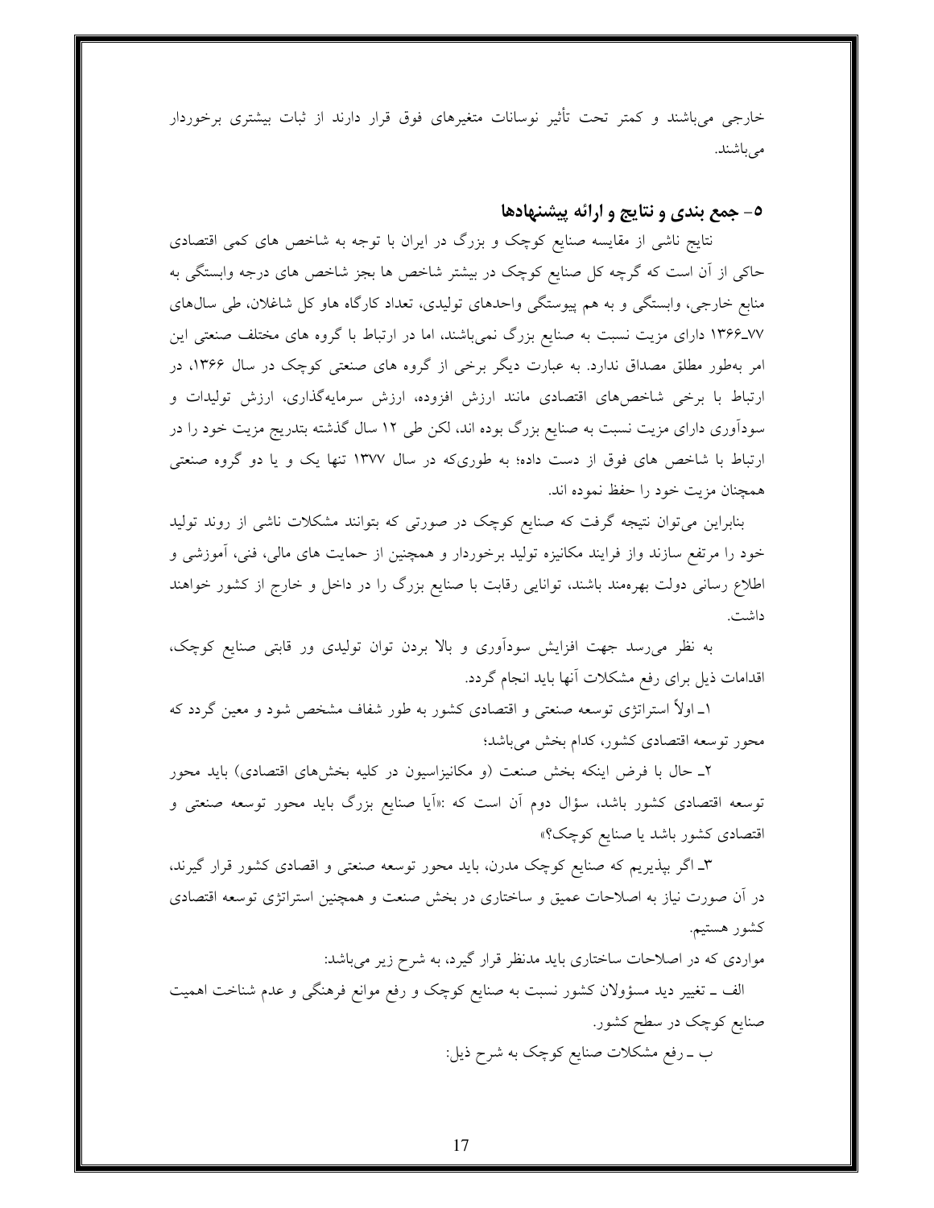خارجی می‌باشند و کمتر تحت تأثیر نوسانات متغیرهای فوق قرار دارند از ثبات بیشتری برخوردار می‌باشند.

## ۵- جمع بندی و نتایج و ارائه پیشنهادها

نتایج ناشی از مقایسه صنایع کوچک و بزرگ در ایران با توجه به شاخص های کمی اقتصادی حاکی از آن است که گرچه کل صنایع کوچک در بیشتر شاخص ها بجز شاخص های درجه وابستگی به منابع خارجی، وابستگی و به هم پیوستگی واحدهای تولیدی، تعداد کارگاه هاو کل شاغلان، طی سال‌های ۷۷ـ۱۳۶۶ دارای مزیت نسبت به صنایع بزرگ نمی‌باشند، اما در ارتباط با گروه های مختلف صنعتی این امر به‌طور مطلق مصداق ندارد. به عبارت دیگر برخی از گروه های صنعتی کوچک در سال ۱۳۶۶، در ارتباط با برخی شاخص‌های اقتصادی مانند ارزش افزوده، ارزش سرمایه‌گذاری، ارزش تولیدات و سودآوری دارای مزیت نسبت به صنایع بزرگ بوده اند، لکن طی ۱۲ سال گذشته بتدریج مزیت خود را در ارتباط با شاخص های فوق از دست داده؛ به طوری‌که در سال ۱۳۷۷ تنها یک و یا دو گروه صنعتی همچنان مزیت خود را حفظ نموده اند.

بنابراین می‌توان نتیجه گرفت که صنایع کوچک در صورتی که بتوانند مشکلات ناشی از روند تولید خود را مرتفع سازند واز فرایند مکانیزه تولید برخوردار و همچنین از حمایت های مالی، فنی، آموزشی و اطلاع رسانی دولت بهره‌مند باشند، توانایی رقابت با صنایع بزرگ را در داخل و خارج از کشور خواهند داشت.

به نظر می‌رسد جهت افزایش سودآوری و بالا بردن توان تولیدی ور قابتی صنایع کوچک، اقدامات ذیل برای رفع مشکلات آنها باید انجام گردد.

۱ـ اولاً استراتژی توسعه صنعتی و اقتصادی کشور به طور شفاف مشخص شود و معین گردد که محور توسعه اقتصادی کشور، کدام بخش می‌باشد؛

۲ـ حال با فرض اینکه بخش صنعت (و مکانیزاسیون در کلیه بخش‌های اقتصادی) باید محور توسعه اقتصادی کشور باشد، سؤال دوم آن است که :«آیا صنایع بزرگ باید محور توسعه صنعتی و اقتصادی کشور باشد یا صنایع کوچک؟»

۳ـ اگر بپذیریم که صنایع کوچک مدرن، باید محور توسعه صنعتی و اقصادی کشور قرار گیرند، در آن صورت نیاز به اصلاحات عمیق و ساختاری در بخش صنعت و همچنین استراتژی توسعه اقتصادی کشور هستیم.

مواردی که در اصلاحات ساختاری باید مدنظر قرار گیرد، به شرح زیر می‌باشد:

الف ـ تغییر دید مسؤولان کشور نسبت به صنایع کوچک و رفع موانع فرهنگی و عدم شناخت اهمیت صنایع کوچک در سطح کشور.

ب ـ رفع مشکلات صنایع کوچک به شرح ذیل: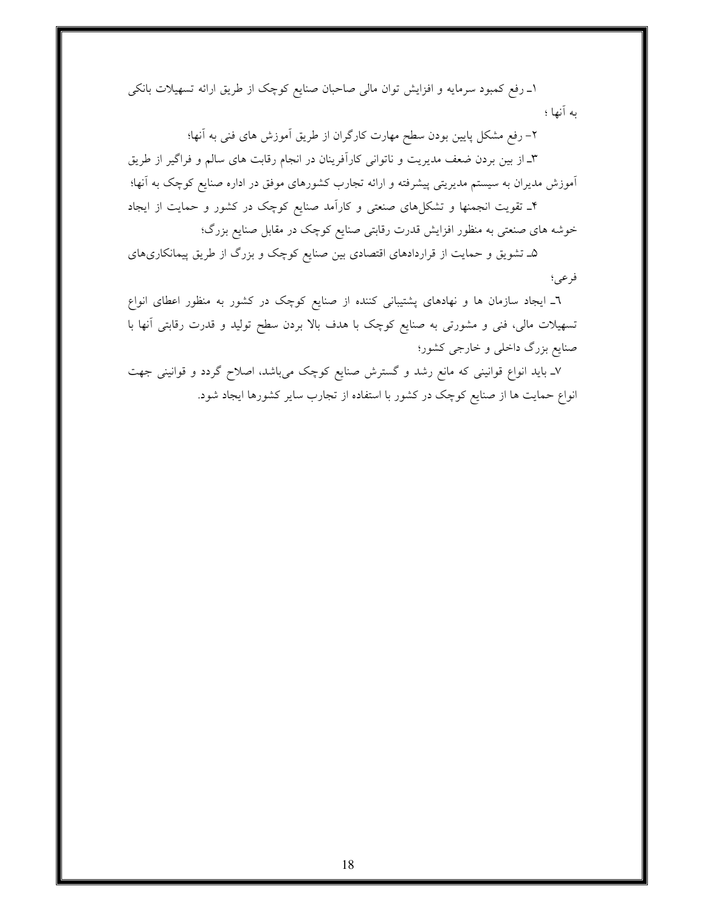۱ـ رفع کمبود سرمایه و افزایش توان مالی صاحبان صنایع کوچک از طریق ارائه تسهیلات بانکی به آنها ؛

۲- رفع مشکل پایین بودن سطح مهارت کارگران از طریق آموزش های فنی به آنها؛

۳ـ از بین بردن ضعف مدیریت و ناتوانی کارآفرینان در انجام رقابت های سالم و فراگیر از طریق آموزش مدیران به سیستم مدیریتی پیشرفته و ارائه تجارب کشورهای موفق در اداره صنایع کوچک به آنها؛

۴ـ تقویت انجمنها و تشکل‌های صنعتی و کارآمد صنایع کوچک در کشور و حمایت از ایجاد خوشه های صنعتی به منظور افزایش قدرت رقابتی صنایع کوچک در مقابل صنایع بزرگ؛

۵ـ تشویق و حمایت از قراردادهای اقتصادی بین صنایع کوچک و بزرگ از طریق پیمانکاری‌های فرعی؛

٦ـ ایجاد سازمان ها و نهادهای پشتیبانی کننده از صنایع کوچک در کشور به منظور اعطای انواع تسهیلات مالی، فنی و مشورتی به صنایع کوچک با هدف بالا بردن سطح تولید و قدرت رقابتی آنها با صنایع بزرگ داخلی و خارجی کشور؛

۷ـ باید انواع قوانینی که مانع رشد و گسترش صنایع کوچک می‌باشد، اصلاح گردد و قوانینی جهت انواع حمایت ها از صنایع کوچک در کشور با استفاده از تجارب سایر کشورها ایجاد شود.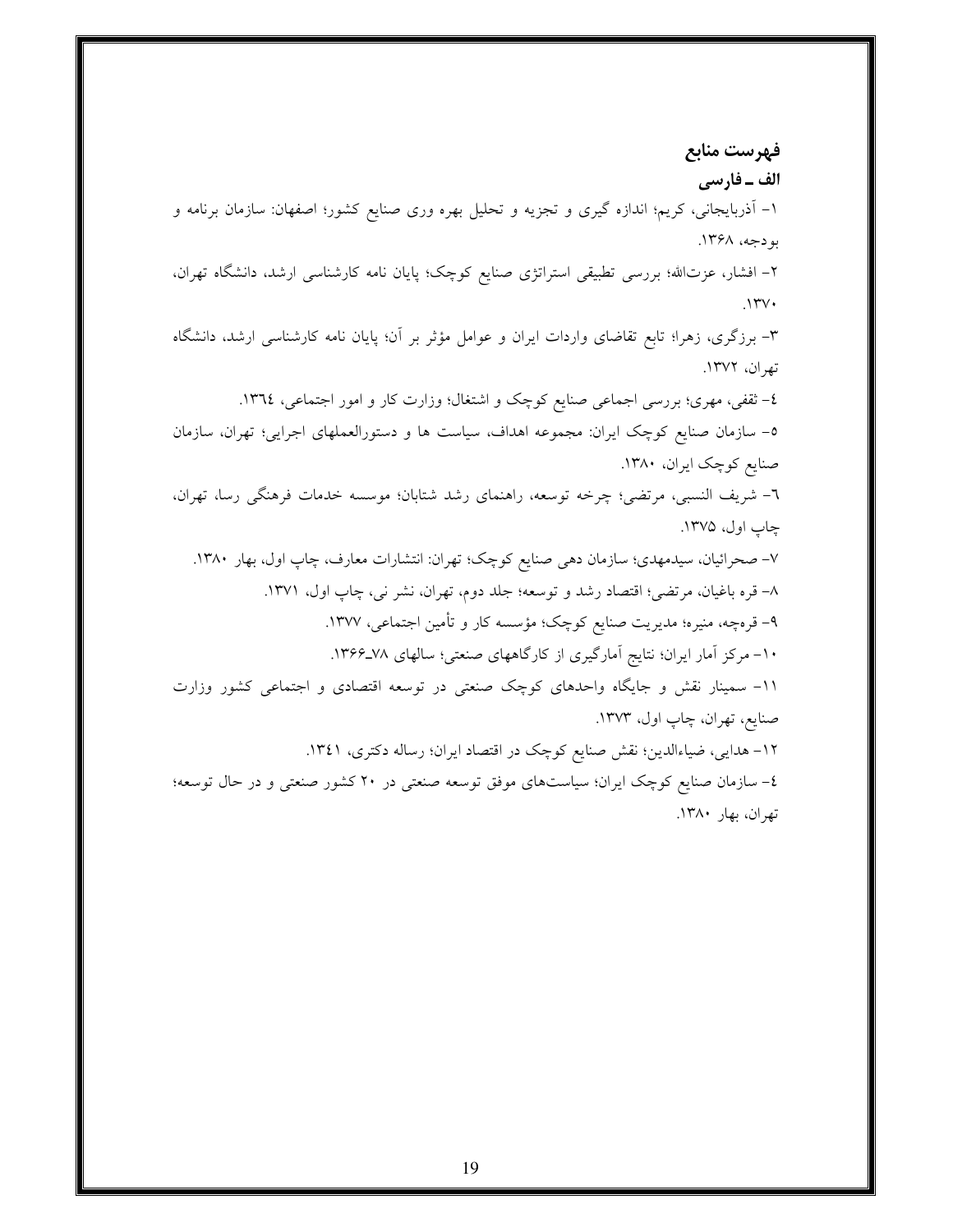## فهرست منابع

### الف ـ فارسی

۱- آذربایجانی، کریم؛ اندازه گیری و تجزیه و تحلیل بهره وری صنایع کشور؛ اصفهان: سازمان برنامه و بودجه، ۱۳۶۸.

۲- افشار، عزت‌الله؛ بررسی تطبیقی استراتژی صنایع کوچک؛ پایان نامه کارشناسی ارشد، دانشگاه تهران، ۱۳۷۰.

۳- برزگری، زهرا؛ تابع تقاضای واردات ایران و عوامل مؤثر بر آن؛ پایان نامه کارشناسی ارشد، دانشگاه تهران، ۱۳۷۲.

٤- ثقفی، مهری؛ بررسی اجماعی صنایع کوچک و اشتغال؛ وزارت کار و امور اجتماعی، ١٣٦٤.

۵- سازمان صنایع کوچک ایران: مجموعه اهداف، سیاست ها و دستورالعملهای اجرایی؛ تهران، سازمان صنایع کوچک ایران، ۱۳۸۰.

٦- شریف النسبی، مرتضی؛ چرخه توسعه، راهنمای رشد شتابان؛ موسسه خدمات فرهنگی رسا، تهران، چاپ اول، ۱۳۷۵.

۷- صحرائیان، سیدمهدی؛ سازمان دهی صنایع کوچک؛ تهران: انتشارات معارف، چاپ اول، بهار ۱۳۸۰.

۸- قره باغیان، مرتضی؛ اقتصاد رشد و توسعه؛ جلد دوم، تهران، نشر نی، چاپ اول، ۱۳۷۱.

۹- قرەچه، منیره؛ مدیریت صنایع کوچک؛ مؤسسه کار و تأمین اجتماعی، ۱۳۷۷.

۱۰- مرکز آمار ایران؛ نتایج آمارگیری از کارگاههای صنعتی؛ سالهای ۷۸ـ۱۳۶۶.

۱۱- سمینار نقش و جایگاه واحدهای کوچک صنعتی در توسعه اقتصادی و اجتماعی کشور وزارت صنایع، تهران، چاپ اول، ۱۳۷۳.

۱۲- هدایی، ضیاءالدین؛ نقش صنایع کوچک در اقتصاد ایران؛ رساله دکتری، ١٣٤١.

٤- سازمان صنایع کوچک ایران؛ سیاست‌های موفق توسعه صنعتی در ۲۰ کشور صنعتی و در حال توسعه؛ تهران، بهار ۱۳۸۰.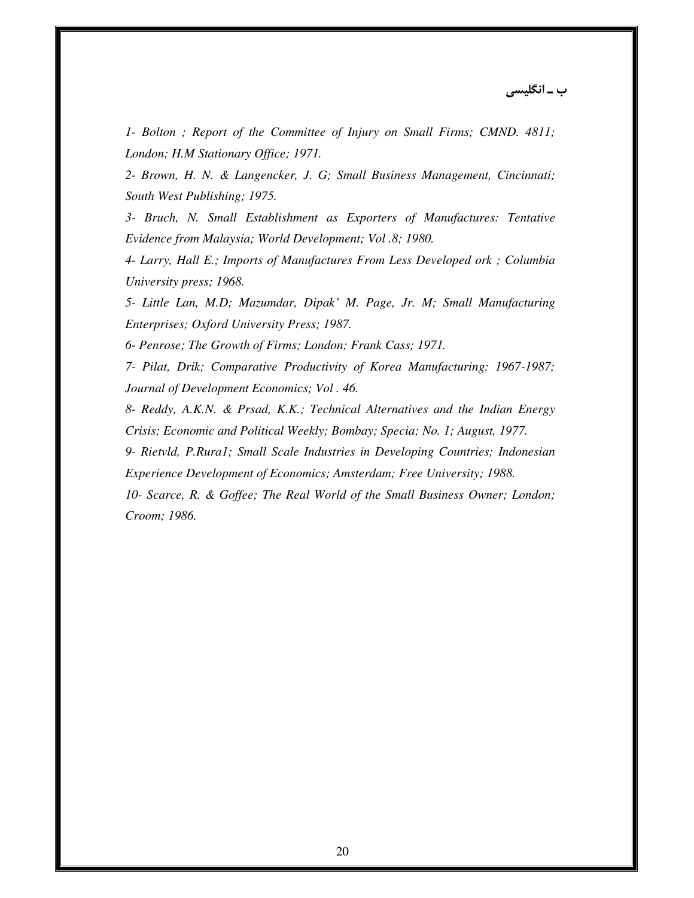### ب ـ انگلیسی

*1- Bolton ; Report of the Committee of Injury on Small Firms; CMND. 4811; London; H.M Stationary Office; 1971.*

*2- Brown, H. N. & Langencker, J. G; Small Business Management, Cincinnati; South West Publishing; 1975.*

*3- Bruch, N. Small Establishment as Exporters of Manufactures: Tentative Evidence from Malaysia; World Development; Vol .8; 1980.*

*4- Larry, Hall E.; Imports of Manufactures From Less Developed ork ; Columbia University press; 1968.*

*5- Little Lan, M.D; Mazumdar, Dipak' M. Page, Jr. M; Small Manufacturing Enterprises; Oxford University Press; 1987.*

*6- Penrose; The Growth of Firms; London; Frank Cass; 1971.*

*7- Pilat, Drik; Comparative Productivity of Korea Manufacturing: 1967-1987; Journal of Development Economics; Vol . 46.*

*8- Reddy, A.K.N. & Prsad, K.K.; Technical Alternatives and the Indian Energy Crisis; Economic and Political Weekly; Bombay; Specia; No. 1; August, 1977.*

*9- Rietvld, P.Rura1; Small Scale Industries in Developing Countries; Indonesian Experience Development of Economics; Amsterdam; Free University; 1988.*

*10- Scarce, R. & Goffee; The Real World of the Small Business Owner; London; Croom; 1986.*